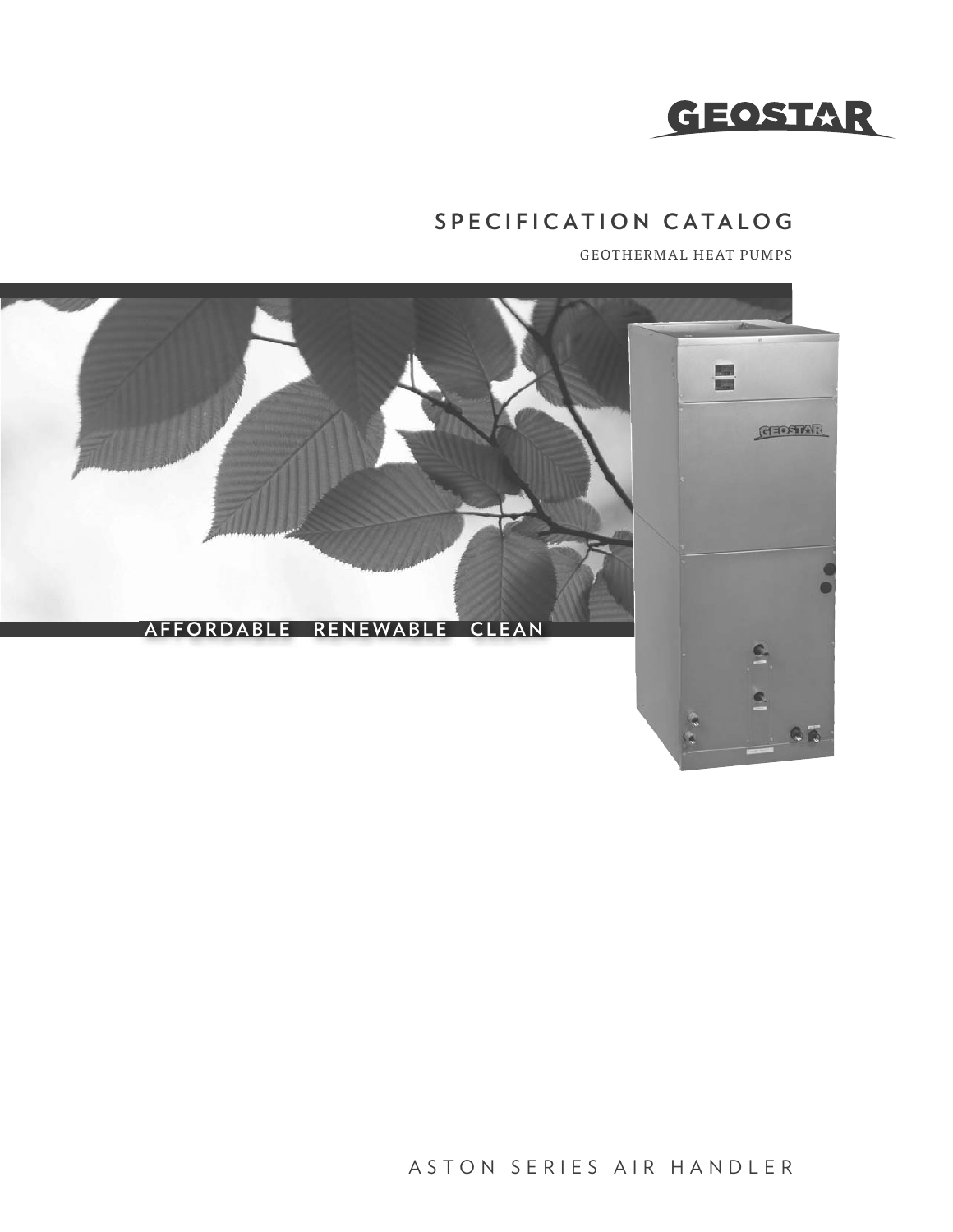GEOSTAR

# SPECIFICATION CATALOG

GEOTHERMAL HEAT PUMPS

AFFORDABLE RENEWABLE CLEAN

## ASTON SERIES AIR HANDLER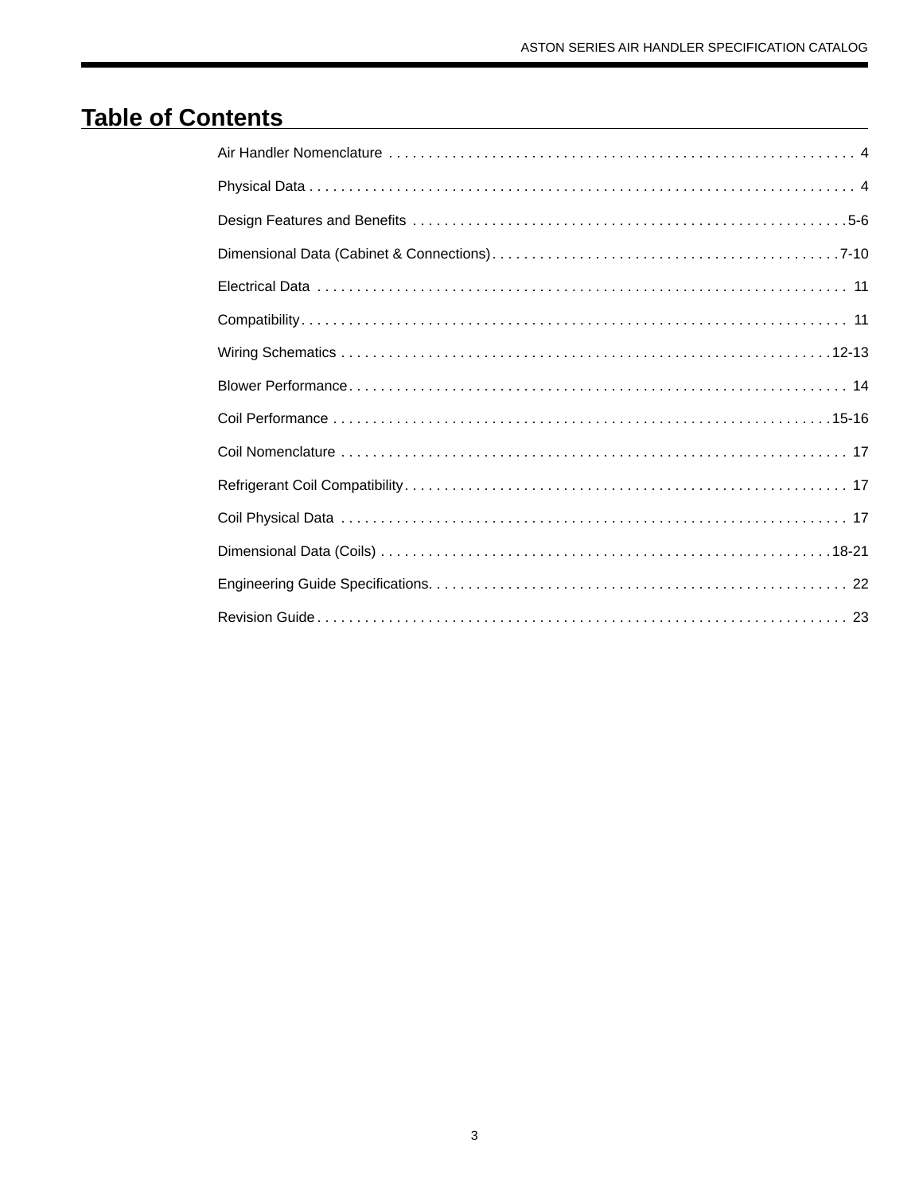# Table of Contents

Air Handler Nomenclature . . . . . . . . . . . . . . . . . . . . . . . . . . . . . . . . . . . . . . . . . . . . . . . . . . . . . . . . . . . 4

Physical Data . . . . . . . . . . . . . . . . . . . . . . . . . . . . . . . . . . . . . . . . . . . . . . . . . . . . . . . . . . . . . . . . . . . . 4

Design Features and Benefits . . . . . . . . . . . . . . . . . . . . . . . . . . . . . . . . . . . . . . . . . . . . . . . . . . . . . . . 5-6

Dimensional Data (Cabinet & Connections) . . . . . . . . . . . . . . . . . . . . . . . . . . . . . . . . . . . . . . . . . . . 7-10

Electrical Data . . . . . . . . . . . . . . . . . . . . . . . . . . . . . . . . . . . . . . . . . . . . . . . . . . . . . . . . . . . . . . . . . . 11

Compatibility . . . . . . . . . . . . . . . . . . . . . . . . . . . . . . . . . . . . . . . . . . . . . . . . . . . . . . . . . . . . . . . . . . . 11

Wiring Schematics . . . . . . . . . . . . . . . . . . . . . . . . . . . . . . . . . . . . . . . . . . . . . . . . . . . . . . . . . . . . . 12-13

Blower Performance . . . . . . . . . . . . . . . . . . . . . . . . . . . . . . . . . . . . . . . . . . . . . . . . . . . . . . . . . . . . . . 14

Coil Performance . . . . . . . . . . . . . . . . . . . . . . . . . . . . . . . . . . . . . . . . . . . . . . . . . . . . . . . . . . . . . . . 15-16

Coil Nomenclature . . . . . . . . . . . . . . . . . . . . . . . . . . . . . . . . . . . . . . . . . . . . . . . . . . . . . . . . . . . . . . . 17

Refrigerant Coil Compatibility . . . . . . . . . . . . . . . . . . . . . . . . . . . . . . . . . . . . . . . . . . . . . . . . . . . . . . . 17

Coil Physical Data . . . . . . . . . . . . . . . . . . . . . . . . . . . . . . . . . . . . . . . . . . . . . . . . . . . . . . . . . . . . . . . . 17

Dimensional Data (Coils) . . . . . . . . . . . . . . . . . . . . . . . . . . . . . . . . . . . . . . . . . . . . . . . . . . . . . . . . . 18-21

Engineering Guide Specifications . . . . . . . . . . . . . . . . . . . . . . . . . . . . . . . . . . . . . . . . . . . . . . . . . . . . 22

Revision Guide . . . . . . . . . . . . . . . . . . . . . . . . . . . . . . . . . . . . . . . . . . . . . . . . . . . . . . . . . . . . . . . . . . 23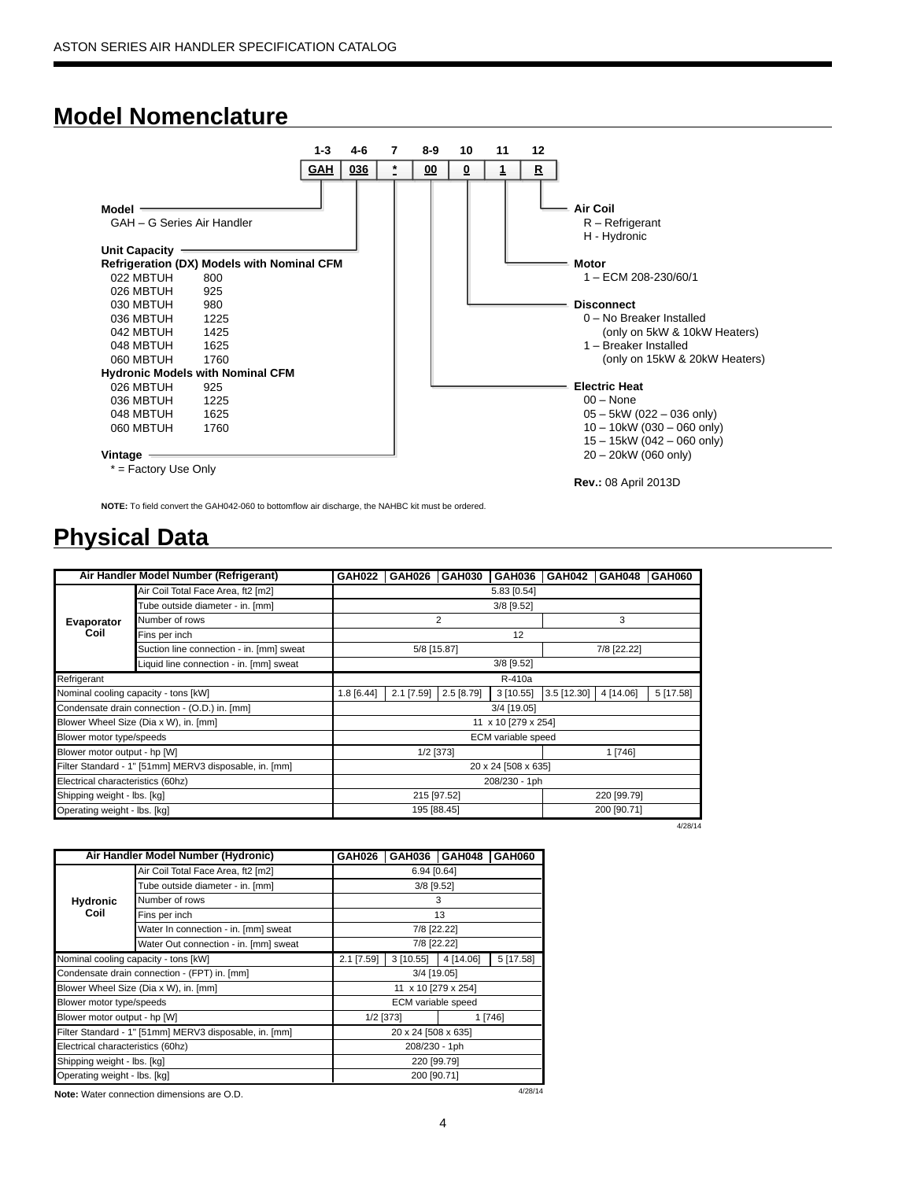## Model Nomenclature

| 1-3 | 4-6 | 7 | 8-9 | 10 | 11 | 12 |
|---|---|---|---|---|---|---|
| GAH | 036 | * | 00 | 0 | 1 | R |

**Model**
GAH – G Series Air Handler

**Unit Capacity**
**Refrigeration (DX) Models with Nominal CFM**

| | |
|---|---|
| 022 MBTUH | 800 |
| 026 MBTUH | 925 |
| 030 MBTUH | 980 |
| 036 MBTUH | 1225 |
| 042 MBTUH | 1425 |
| 048 MBTUH | 1625 |
| 060 MBTUH | 1760 |

**Hydronic Models with Nominal CFM**

| | |
|---|---|
| 026 MBTUH | 925 |
| 036 MBTUH | 1225 |
| 048 MBTUH | 1625 |
| 060 MBTUH | 1760 |

**Vintage**
* = Factory Use Only

**Air Coil**
R – Refrigerant
H - Hydronic

**Motor**
1 – ECM 208-230/60/1

**Disconnect**
0 – No Breaker Installed
(only on 5kW & 10kW Heaters)
1 – Breaker Installed
(only on 15kW & 20kW Heaters)

**Electric Heat**
00 – None
05 – 5kW (022 – 036 only)
10 – 10kW (030 – 060 only)
15 – 15kW (042 – 060 only)
20 – 20kW (060 only)

**Rev.:** 08 April 2013D

**NOTE:** To field convert the GAH042-060 to bottomflow air discharge, the NAHBC kit must be ordered.

## Physical Data

| Air Handler Model Number (Refrigerant) | | GAH022 | GAH026 | GAH030 | GAH036 | GAH042 | GAH048 | GAH060 |
|---|---|---|---|---|---|---|---|---|
| Evaporator Coil | Air Coil Total Face Area, ft2 [m2] | 5.83 [0.54] | | | | | | |
| | Tube outside diameter - in. [mm] | 3/8 [9.52] | | | | | | |
| | Number of rows | 2 | | | | 3 | | |
| | Fins per inch | 12 | | | | | | |
| | Suction line connection - in. [mm] sweat | 5/8 [15.87] | | | | 7/8 [22.22] | | |
| | Liquid line connection - in. [mm] sweat | 3/8 [9.52] | | | | | | |
| Refrigerant | | R-410a | | | | | | |
| Nominal cooling capacity - tons [kW] | | 1.8 [6.44] | 2.1 [7.59] | 2.5 [8.79] | 3 [10.55] | 3.5 [12.30] | 4 [14.06] | 5 [17.58] |
| Condensate drain connection - (O.D.) in. [mm] | | 3/4 [19.05] | | | | | | |
| Blower Wheel Size (Dia x W), in. [mm] | | 11 x 10 [279 x 254] | | | | | | |
| Blower motor type/speeds | | ECM variable speed | | | | | | |
| Blower motor output - hp [W] | | 1/2 [373] | | | | 1 [746] | | |
| Filter Standard - 1" [51mm] MERV3 disposable, in. [mm] | | 20 x 24 [508 x 635] | | | | | | |
| Electrical characteristics (60hz) | | 208/230 - 1ph | | | | | | |
| Shipping weight - lbs. [kg] | | 215 [97.52] | | | | 220 [99.79] | | |
| Operating weight - lbs. [kg] | | 195 [88.45] | | | | 200 [90.71] | | |

4/28/14

| Air Handler Model Number (Hydronic) | | GAH026 | GAH036 | GAH048 | GAH060 |
|---|---|---|---|---|---|
| Hydronic Coil | Air Coil Total Face Area, ft2 [m2] | 6.94 [0.64] | | | |
| | Tube outside diameter - in. [mm] | 3/8 [9.52] | | | |
| | Number of rows | 3 | | | |
| | Fins per inch | 13 | | | |
| | Water In connection - in. [mm] sweat | 7/8 [22.22] | | | |
| | Water Out connection - in. [mm] sweat | 7/8 [22.22] | | | |
| Nominal cooling capacity - tons [kW] | | 2.1 [7.59] | 3 [10.55] | 4 [14.06] | 5 [17.58] |
| Condensate drain connection - (FPT) in. [mm] | | 3/4 [19.05] | | | |
| Blower Wheel Size (Dia x W), in. [mm] | | 11 x 10 [279 x 254] | | | |
| Blower motor type/speeds | | ECM variable speed | | | |
| Blower motor output - hp [W] | | 1/2 [373] | | 1 [746] | |
| Filter Standard - 1" [51mm] MERV3 disposable, in. [mm] | | 20 x 24 [508 x 635] | | | |
| Electrical characteristics (60hz) | | 208/230 - 1ph | | | |
| Shipping weight - lbs. [kg] | | 220 [99.79] | | | |
| Operating weight - lbs. [kg] | | 200 [90.71] | | | |

**Note:** Water connection dimensions are O.D.

4/28/14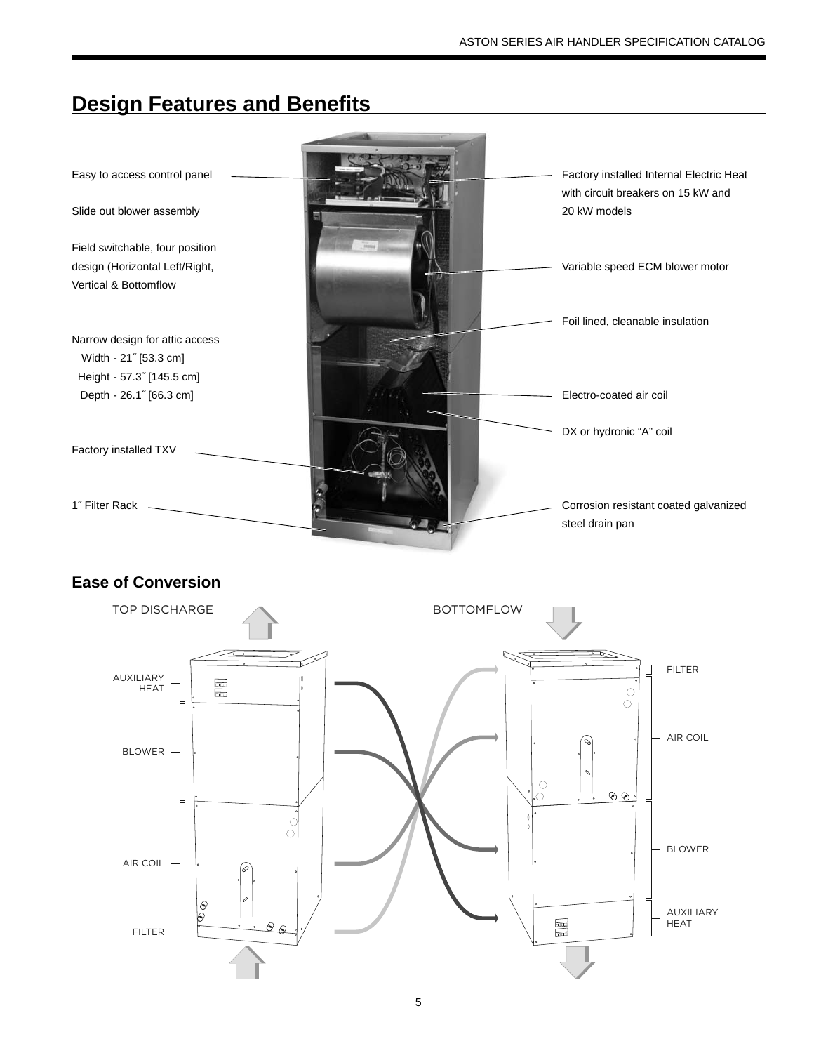## Design Features and Benefits

Easy to access control panel

Slide out blower assembly

Field switchable, four position design (Horizontal Left/Right, Vertical & Bottomflow

Narrow design for attic access
- Width - 21˝ [53.3 cm]
- Height - 57.3˝ [145.5 cm]
- Depth - 26.1˝ [66.3 cm]

Factory installed TXV

1˝ Filter Rack

Factory installed Internal Electric Heat with circuit breakers on 15 kW and 20 kW models

Variable speed ECM blower motor

Foil lined, cleanable insulation

Electro-coated air coil

DX or hydronic “A” coil

Corrosion resistant coated galvanized steel drain pan

### Ease of Conversion

TOP DISCHARGE

AUXILIARY HEAT

BLOWER

AIR COIL

FILTER

BOTTOMFLOW

FILTER

AIR COIL

BLOWER

AUXILIARY HEAT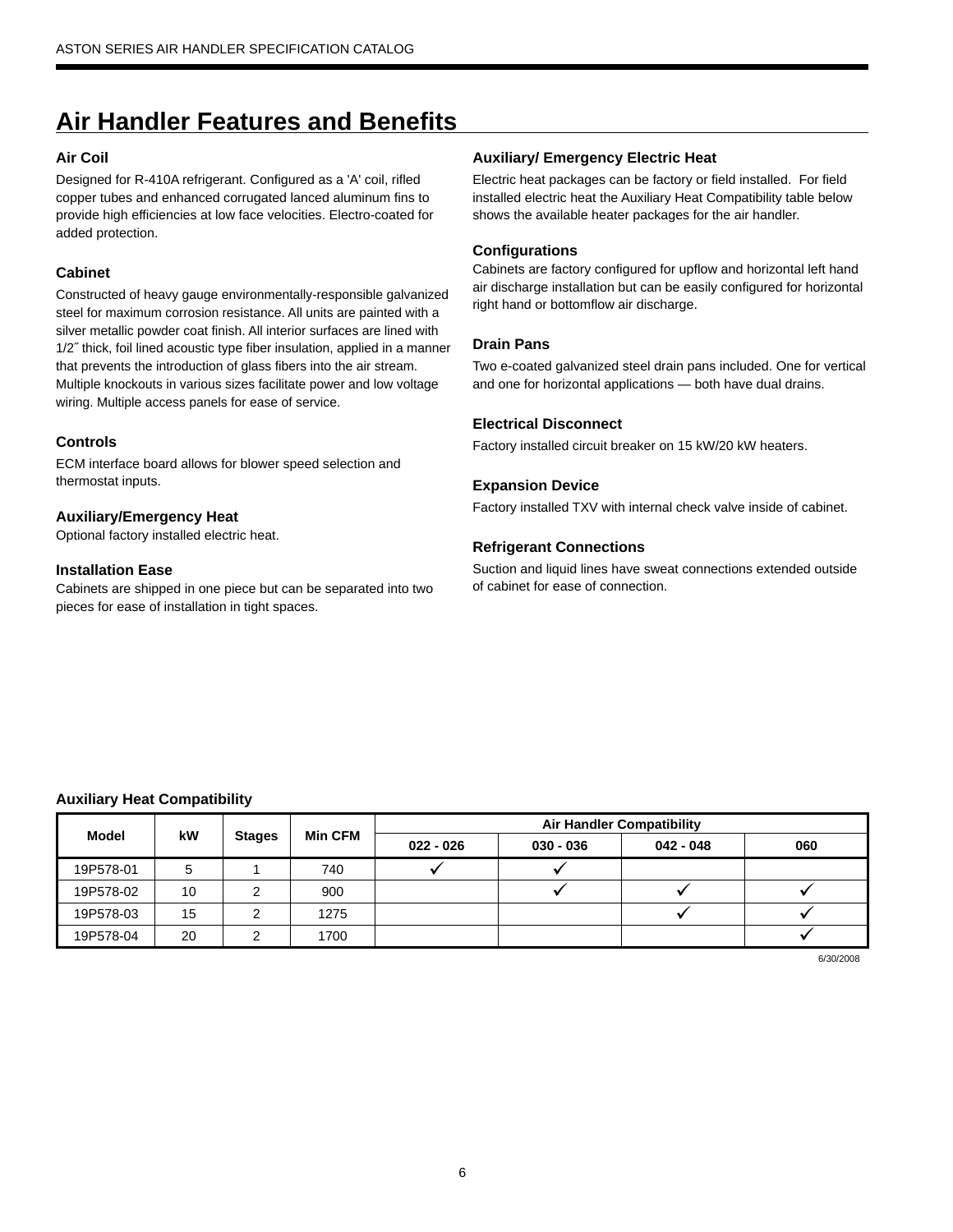# Air Handler Features and Benefits

### Air Coil

Designed for R-410A refrigerant. Configured as a 'A' coil, rifled copper tubes and enhanced corrugated lanced aluminum fins to provide high efficiencies at low face velocities. Electro-coated for added protection.

### Cabinet

Constructed of heavy gauge environmentally-responsible galvanized steel for maximum corrosion resistance. All units are painted with a silver metallic powder coat finish. All interior surfaces are lined with 1/2˝ thick, foil lined acoustic type fiber insulation, applied in a manner that prevents the introduction of glass fibers into the air stream. Multiple knockouts in various sizes facilitate power and low voltage wiring. Multiple access panels for ease of service.

### Controls

ECM interface board allows for blower speed selection and thermostat inputs.

### Auxiliary/Emergency Heat

Optional factory installed electric heat.

### Installation Ease

Cabinets are shipped in one piece but can be separated into two pieces for ease of installation in tight spaces.

### Auxiliary/ Emergency Electric Heat

Electric heat packages can be factory or field installed. For field installed electric heat the Auxiliary Heat Compatibility table below shows the available heater packages for the air handler.

### Configurations

Cabinets are factory configured for upflow and horizontal left hand air discharge installation but can be easily configured for horizontal right hand or bottomflow air discharge.

### Drain Pans

Two e-coated galvanized steel drain pans included. One for vertical and one for horizontal applications — both have dual drains.

### Electrical Disconnect

Factory installed circuit breaker on 15 kW/20 kW heaters.

### Expansion Device

Factory installed TXV with internal check valve inside of cabinet.

### Refrigerant Connections

Suction and liquid lines have sweat connections extended outside of cabinet for ease of connection.

### Auxiliary Heat Compatibility

| Model | kW | Stages | Min CFM | Air Handler Compatibility | | | |
|---|---|---|---|---|---|---|---|
| | | | | 022 - 026 | 030 - 036 | 042 - 048 | 060 |
| 19P578-01 | 5 | 1 | 740 | ✓ | ✓ | | |
| 19P578-02 | 10 | 2 | 900 | | ✓ | ✓ | ✓ |
| 19P578-03 | 15 | 2 | 1275 | | | ✓ | ✓ |
| 19P578-04 | 20 | 2 | 1700 | | | | ✓ |

6/30/2008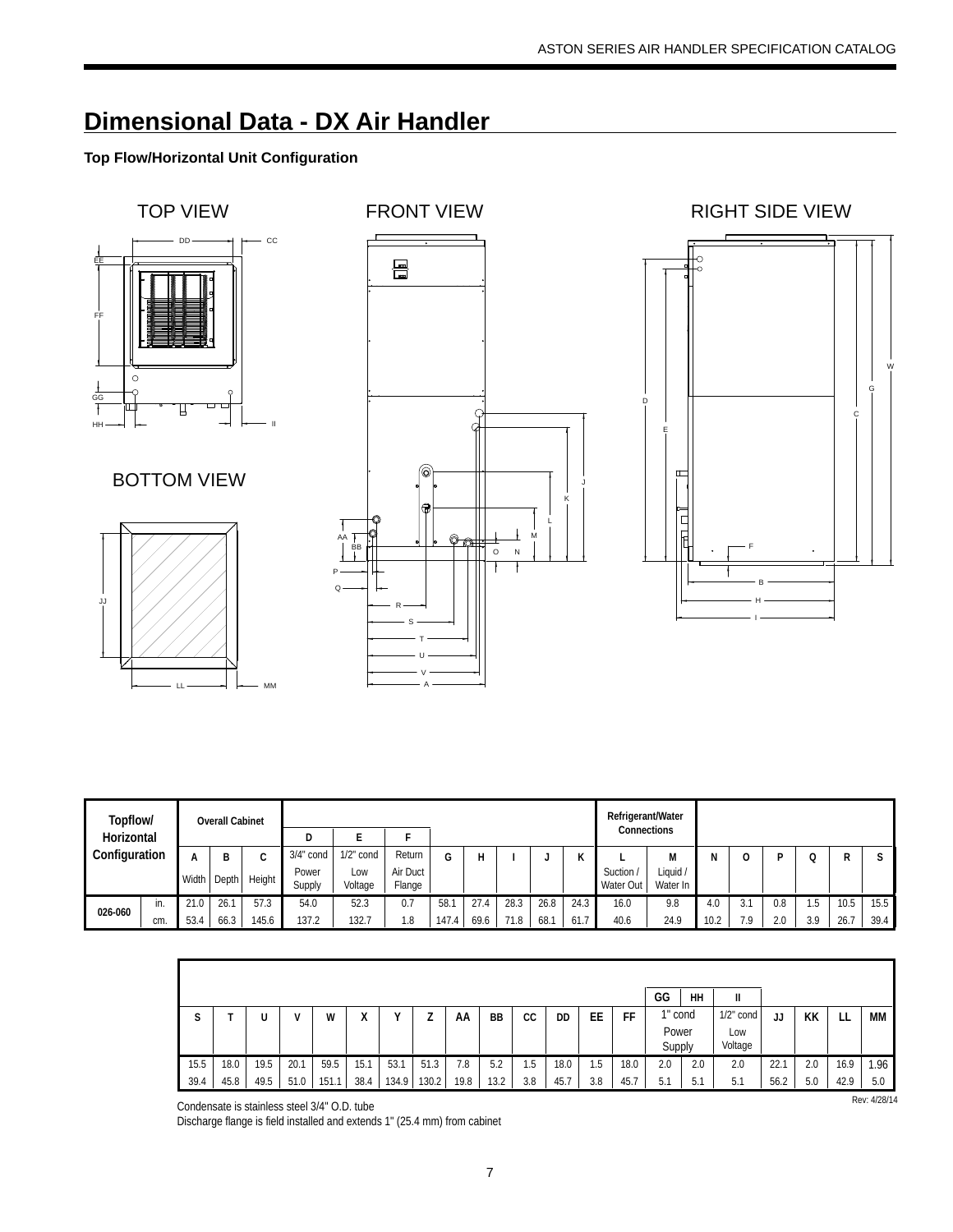## Dimensional Data - DX Air Handler

**Top Flow/Horizontal Unit Configuration**

TOP VIEW

FRONT VIEW

RIGHT SIDE VIEW

BOTTOM VIEW

| Topflow/ Horizontal Configuration | | Overall Cabinet | | | D | E | F | G | H | I | J | K | Refrigerant/Water Connections | | N | O | P | Q | R | S |
|---|---|---|---|---|---|---|---|---|---|---|---|---|---|---|---|---|---|---|---|---|
| | | A | B | C | 3/4" cond | 1/2" cond | Return | | | | | | L | M | | | | | | |
| | | Width | Depth | Height | Power Supply | Low Voltage | Air Duct Flange | | | | | | Suction / Water Out | Liquid / Water In | | | | | | |
| 026-060 | in. | 21.0 | 26.1 | 57.3 | 54.0 | 52.3 | 0.7 | 58.1 | 27.4 | 28.3 | 26.8 | 24.3 | 16.0 | 9.8 | 4.0 | 3.1 | 0.8 | 1.5 | 10.5 | 15.5 |
| | cm. | 53.4 | 66.3 | 145.6 | 137.2 | 132.7 | 1.8 | 147.4 | 69.6 | 71.8 | 68.1 | 61.7 | 40.6 | 24.9 | 10.2 | 7.9 | 2.0 | 3.9 | 26.7 | 39.4 |

| S | T | U | V | W | X | Y | Z | AA | BB | CC | DD | EE | FF | GG | HH | II | JJ | KK | LL | MM |
|---|---|---|---|---|---|---|---|---|---|---|---|---|---|---|---|---|---|---|---|---|
| | | | | | | | | | | | | | | 1" cond Power Supply | | 1/2" cond Low Voltage | | | | |
| 15.5 | 18.0 | 19.5 | 20.1 | 59.5 | 15.1 | 53.1 | 51.3 | 7.8 | 5.2 | 1.5 | 18.0 | 1.5 | 18.0 | 2.0 | 2.0 | 2.0 | 22.1 | 2.0 | 16.9 | 1.96 |
| 39.4 | 45.8 | 49.5 | 51.0 | 151.1 | 38.4 | 134.9 | 130.2 | 19.8 | 13.2 | 3.8 | 45.7 | 3.8 | 45.7 | 5.1 | 5.1 | 5.1 | 56.2 | 5.0 | 42.9 | 5.0 |

Rev: 4/28/14

Condensate is stainless steel 3/4" O.D. tube

Discharge flange is field installed and extends 1" (25.4 mm) from cabinet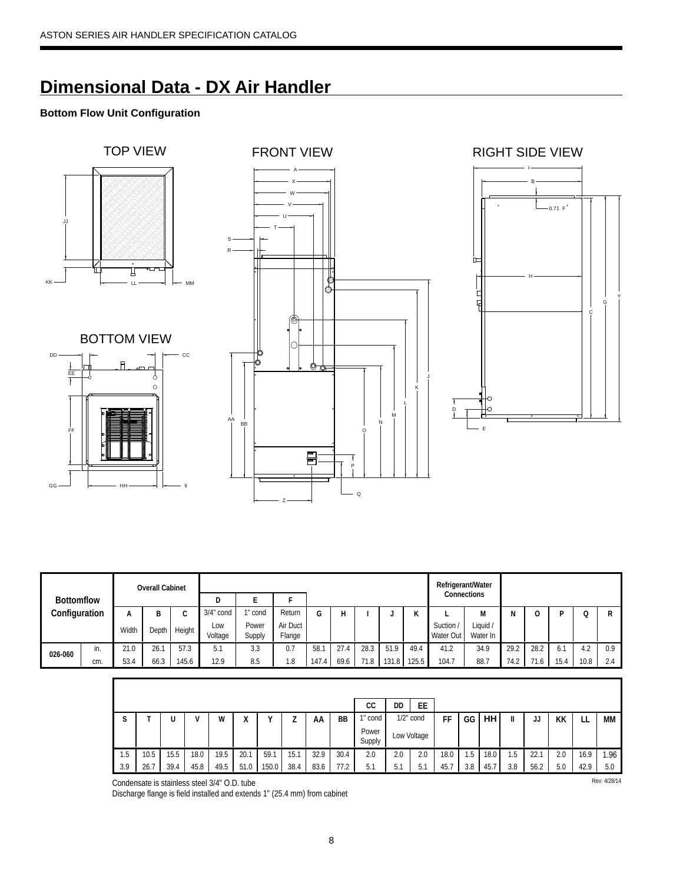## Dimensional Data - DX Air Handler

**Bottom Flow Unit Configuration**

TOP VIEW

FRONT VIEW

RIGHT SIDE VIEW

BOTTOM VIEW

| Bottomflow Configuration | | Overall Cabinet | | | D | E | F | G | H | I | J | K | Refrigerant/Water Connections | | N | O | P | Q | R |
|---|---|---|---|---|---|---|---|---|---|---|---|---|---|---|---|---|---|---|---|
| | | A | B | C | 3/4" cond | 1" cond | Return | | | | | | L | M | | | | | |
| | | Width | Depth | Height | Low Voltage | Power Supply | Air Duct Flange | | | | | | Suction / Water Out | Liquid / Water In | | | | | |
| 026-060 | in. | 21.0 | 26.1 | 57.3 | 5.1 | 3.3 | 0.7 | 58.1 | 27.4 | 28.3 | 51.9 | 49.4 | 41.2 | 34.9 | 29.2 | 28.2 | 6.1 | 4.2 | 0.9 |
| | cm. | 53.4 | 66.3 | 145.6 | 12.9 | 8.5 | 1.8 | 147.4 | 69.6 | 71.8 | 131.8 | 125.5 | 104.7 | 88.7 | 74.2 | 71.6 | 15.4 | 10.8 | 2.4 |

| S | T | U | V | W | X | Y | Z | AA | BB | CC | DD | EE | FF | GG | HH | II | JJ | KK | LL | MM |
|---|---|---|---|---|---|---|---|---|---|---|---|---|---|---|---|---|---|---|---|---|
| | | | | | | | | | | 1" cond | 1/2" cond | | | | | | | | | |
| | | | | | | | | | | Power Supply | Low Voltage | | | | | | | | | |
| 1.5 | 10.5 | 15.5 | 18.0 | 19.5 | 20.1 | 59.1 | 15.1 | 32.9 | 30.4 | 2.0 | 2.0 | 2.0 | 18.0 | 1.5 | 18.0 | 1.5 | 22.1 | 2.0 | 16.9 | 1.96 |
| 3.9 | 26.7 | 39.4 | 45.8 | 49.5 | 51.0 | 150.0 | 38.4 | 83.6 | 77.2 | 5.1 | 5.1 | 5.1 | 45.7 | 3.8 | 45.7 | 3.8 | 56.2 | 5.0 | 42.9 | 5.0 |

Condensate is stainless steel 3/4" O.D. tube

Discharge flange is field installed and extends 1" (25.4 mm) from cabinet

Rev: 4/28/14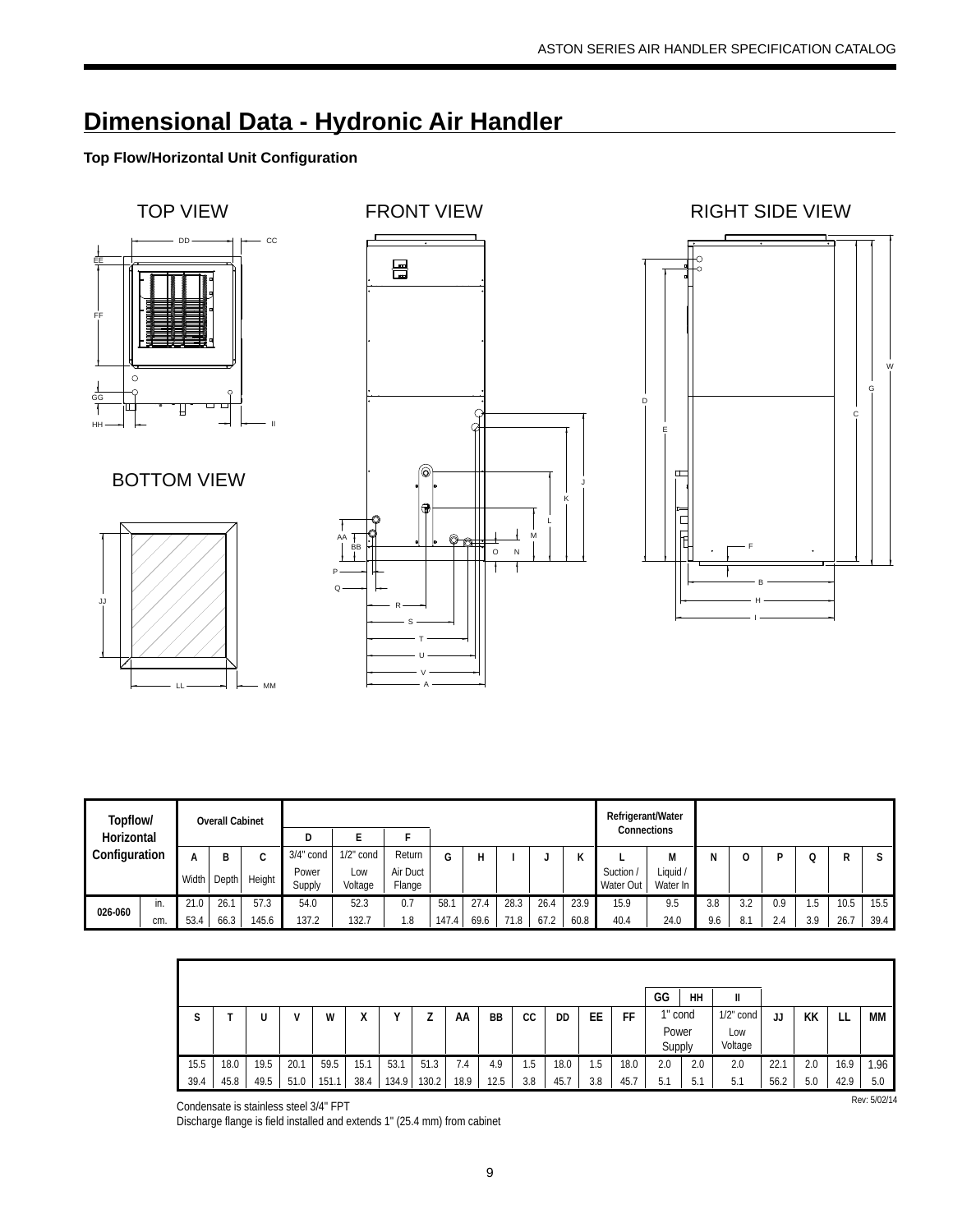# Dimensional Data - Hydronic Air Handler

**Top Flow/Horizontal Unit Configuration**

TOP VIEW

FRONT VIEW

RIGHT SIDE VIEW

BOTTOM VIEW

| Topflow/ Horizontal Configuration | | Overall Cabinet | | | D | E | F | G | H | I | J | K | Refrigerant/Water Connections | | N | O | P | Q | R | S |
|---|---|---|---|---|---|---|---|---|---|---|---|---|---|---|---|---|---|---|---|---|
| | | A | B | C | 3/4" cond | 1/2" cond | Return | | | | | | L | M | | | | | | |
| | | Width | Depth | Height | Power Supply | Low Voltage | Air Duct Flange | | | | | | Suction / Water Out | Liquid / Water In | | | | | | |
| 026-060 | in. | 21.0 | 26.1 | 57.3 | 54.0 | 52.3 | 0.7 | 58.1 | 27.4 | 28.3 | 26.4 | 23.9 | 15.9 | 9.5 | 3.8 | 3.2 | 0.9 | 1.5 | 10.5 | 15.5 |
| | cm. | 53.4 | 66.3 | 145.6 | 137.2 | 132.7 | 1.8 | 147.4 | 69.6 | 71.8 | 67.2 | 60.8 | 40.4 | 24.0 | 9.6 | 8.1 | 2.4 | 3.9 | 26.7 | 39.4 |

| S | T | U | V | W | X | Y | Z | AA | BB | CC | DD | EE | FF | GG | HH | II | JJ | KK | LL | MM |
|---|---|---|---|---|---|---|---|---|---|---|---|---|---|---|---|---|---|---|---|---|
| | | | | | | | | | | | | | | 1" cond | | 1/2" cond | | | | |
| | | | | | | | | | | | | | | Power Supply | | Low Voltage | | | | |
| 15.5 | 18.0 | 19.5 | 20.1 | 59.5 | 15.1 | 53.1 | 51.3 | 7.4 | 4.9 | 1.5 | 18.0 | 1.5 | 18.0 | 2.0 | 2.0 | 2.0 | 22.1 | 2.0 | 16.9 | 1.96 |
| 39.4 | 45.8 | 49.5 | 51.0 | 151.1 | 38.4 | 134.9 | 130.2 | 18.9 | 12.5 | 3.8 | 45.7 | 3.8 | 45.7 | 5.1 | 5.1 | 5.1 | 56.2 | 5.0 | 42.9 | 5.0 |

Condensate is stainless steel 3/4" FPT

Discharge flange is field installed and extends 1" (25.4 mm) from cabinet

Rev: 5/02/14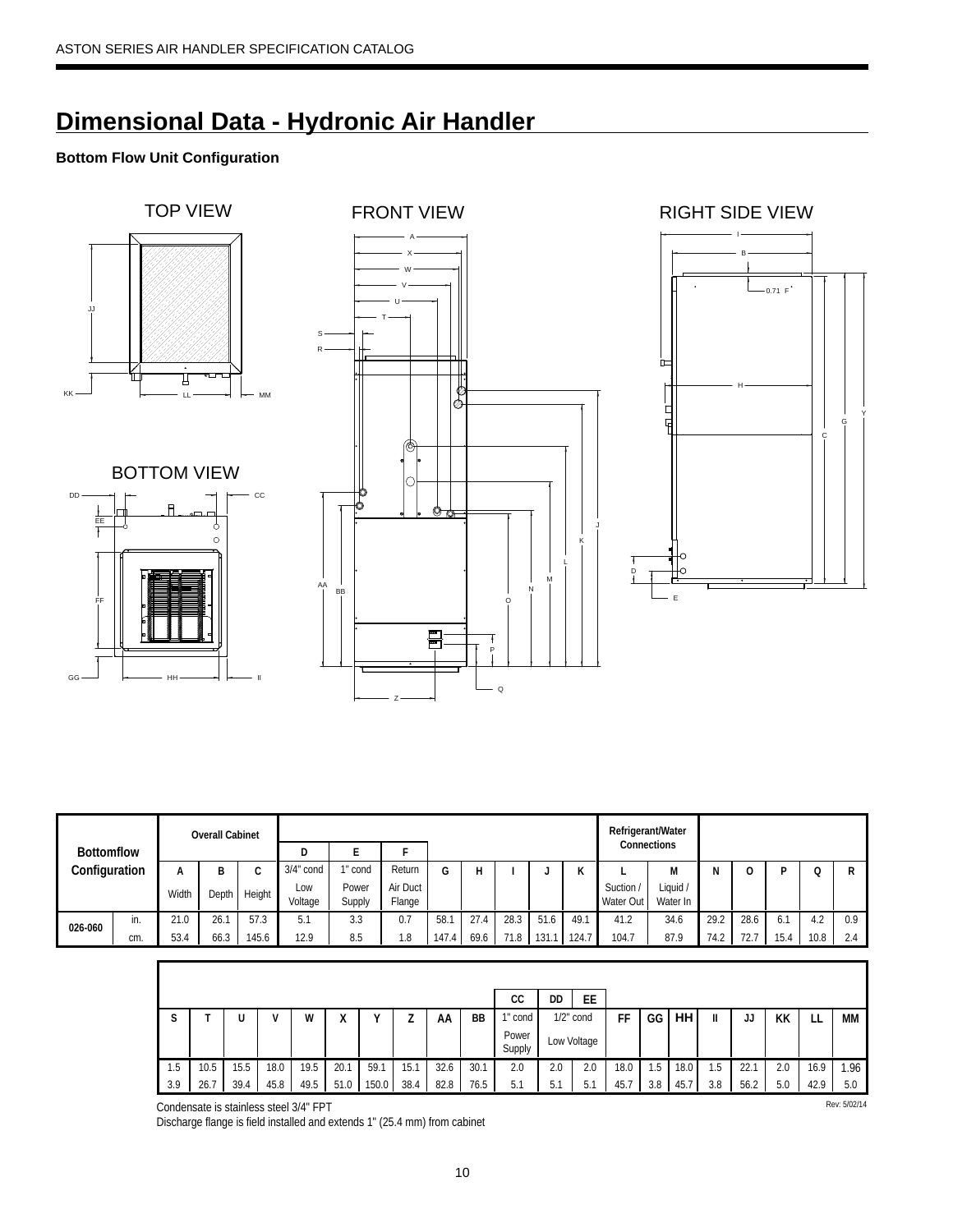## Dimensional Data - Hydronic Air Handler

**Bottom Flow Unit Configuration**

TOP VIEW

FRONT VIEW

RIGHT SIDE VIEW

BOTTOM VIEW

| Bottomflow Configuration | | Overall Cabinet | | | D | E | F | G | H | I | J | K | Refrigerant/Water Connections | | N | O | P | Q | R |
|---|---|---|---|---|---|---|---|---|---|---|---|---|---|---|---|---|---|---|---|
| | | A | B | C | 3/4" cond | 1" cond | Return | | | | | | L | M | | | | | |
| | | Width | Depth | Height | Low Voltage | Power Supply | Air Duct Flange | | | | | | Suction / Water Out | Liquid / Water In | | | | | |
| 026-060 | in. | 21.0 | 26.1 | 57.3 | 5.1 | 3.3 | 0.7 | 58.1 | 27.4 | 28.3 | 51.6 | 49.1 | 41.2 | 34.6 | 29.2 | 28.6 | 6.1 | 4.2 | 0.9 |
| | cm. | 53.4 | 66.3 | 145.6 | 12.9 | 8.5 | 1.8 | 147.4 | 69.6 | 71.8 | 131.1 | 124.7 | 104.7 | 87.9 | 74.2 | 72.7 | 15.4 | 10.8 | 2.4 |

| S | T | U | V | W | X | Y | Z | AA | BB | CC | DD | EE | FF | GG | HH | II | JJ | KK | LL | MM |
|---|---|---|---|---|---|---|---|---|---|---|---|---|---|---|---|---|---|---|---|---|
| | | | | | | | | | | 1" cond | 1/2" cond | | | | | | | | | |
| | | | | | | | | | | Power Supply | Low Voltage | | | | | | | | | |
| 1.5 | 10.5 | 15.5 | 18.0 | 19.5 | 20.1 | 59.1 | 15.1 | 32.6 | 30.1 | 2.0 | 2.0 | 2.0 | 18.0 | 1.5 | 18.0 | 1.5 | 22.1 | 2.0 | 16.9 | 1.96 |
| 3.9 | 26.7 | 39.4 | 45.8 | 49.5 | 51.0 | 150.0 | 38.4 | 82.8 | 76.5 | 5.1 | 5.1 | 5.1 | 45.7 | 3.8 | 45.7 | 3.8 | 56.2 | 5.0 | 42.9 | 5.0 |

Condensate is stainless steel 3/4" FPT

Discharge flange is field installed and extends 1" (25.4 mm) from cabinet

Rev: 5/02/14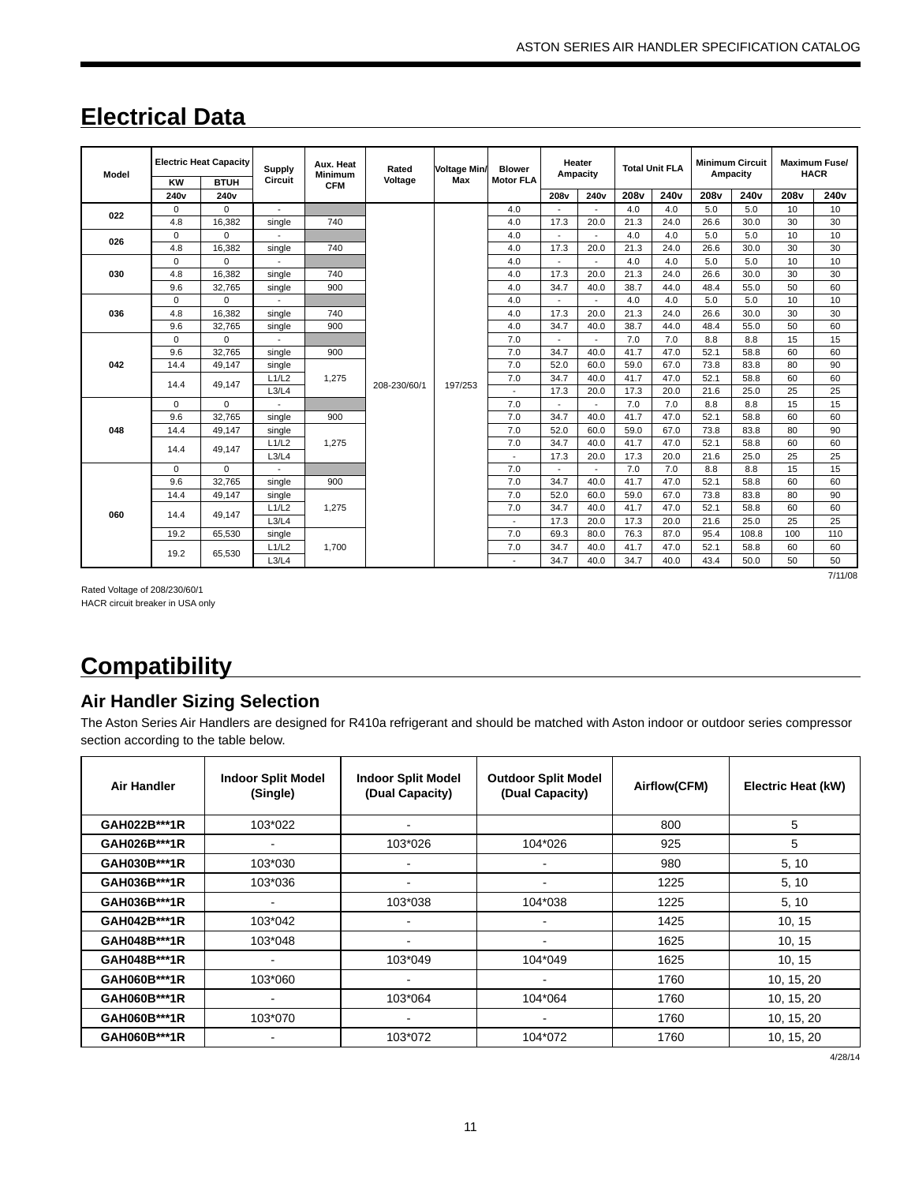# Electrical Data

| Model | Electric Heat Capacity | | Supply Circuit | Aux. Heat Minimum CFM | Rated Voltage | Voltage Min/ Max | Blower Motor FLA | Heater Ampacity | | Total Unit FLA | | Minimum Circuit Ampacity | | Maximum Fuse/ HACR | |
|---|---|---|---|---|---|---|---|---|---|---|---|---|---|---|---|
| | KW | BTUH | | | | | | | | | | | | | |
| | 240v | 240v | | | | | | 208v | 240v | 208v | 240v | 208v | 240v | 208v | 240v |
| 022 | 0 | 0 | - | | 208-230/60/1 | 197/253 | 4.0 | - | - | 4.0 | 4.0 | 5.0 | 5.0 | 10 | 10 |
| | 4.8 | 16,382 | single | 740 | | | 4.0 | 17.3 | 20.0 | 21.3 | 24.0 | 26.6 | 30.0 | 30 | 30 |
| 026 | 0 | 0 | - | | | | 4.0 | - | - | 4.0 | 4.0 | 5.0 | 5.0 | 10 | 10 |
| | 4.8 | 16,382 | single | 740 | | | 4.0 | 17.3 | 20.0 | 21.3 | 24.0 | 26.6 | 30.0 | 30 | 30 |
| 030 | 0 | 0 | - | | | | 4.0 | - | - | 4.0 | 4.0 | 5.0 | 5.0 | 10 | 10 |
| | 4.8 | 16,382 | single | 740 | | | 4.0 | 17.3 | 20.0 | 21.3 | 24.0 | 26.6 | 30.0 | 30 | 30 |
| | 9.6 | 32,765 | single | 900 | | | 4.0 | 34.7 | 40.0 | 38.7 | 44.0 | 48.4 | 55.0 | 50 | 60 |
| 036 | 0 | 0 | - | | | | 4.0 | - | - | 4.0 | 4.0 | 5.0 | 5.0 | 10 | 10 |
| | 4.8 | 16,382 | single | 740 | | | 4.0 | 17.3 | 20.0 | 21.3 | 24.0 | 26.6 | 30.0 | 30 | 30 |
| | 9.6 | 32,765 | single | 900 | | | 4.0 | 34.7 | 40.0 | 38.7 | 44.0 | 48.4 | 55.0 | 50 | 60 |
| 042 | 0 | 0 | - | | | | 7.0 | - | - | 7.0 | 7.0 | 8.8 | 8.8 | 15 | 15 |
| | 9.6 | 32,765 | single | 900 | | | 7.0 | 34.7 | 40.0 | 41.7 | 47.0 | 52.1 | 58.8 | 60 | 60 |
| | 14.4 | 49,147 | single | 1,275 | | | 7.0 | 52.0 | 60.0 | 59.0 | 67.0 | 73.8 | 83.8 | 80 | 90 |
| | 14.4 | 49,147 | L1/L2 | | | | 7.0 | 34.7 | 40.0 | 41.7 | 47.0 | 52.1 | 58.8 | 60 | 60 |
| | | | L3/L4 | | | | - | 17.3 | 20.0 | 17.3 | 20.0 | 21.6 | 25.0 | 25 | 25 |
| 048 | 0 | 0 | - | | | | 7.0 | - | - | 7.0 | 7.0 | 8.8 | 8.8 | 15 | 15 |
| | 9.6 | 32,765 | single | 900 | | | 7.0 | 34.7 | 40.0 | 41.7 | 47.0 | 52.1 | 58.8 | 60 | 60 |
| | 14.4 | 49,147 | single | 1,275 | | | 7.0 | 52.0 | 60.0 | 59.0 | 67.0 | 73.8 | 83.8 | 80 | 90 |
| | 14.4 | 49,147 | L1/L2 | | | | 7.0 | 34.7 | 40.0 | 41.7 | 47.0 | 52.1 | 58.8 | 60 | 60 |
| | | | L3/L4 | | | | - | 17.3 | 20.0 | 17.3 | 20.0 | 21.6 | 25.0 | 25 | 25 |
| 060 | 0 | 0 | - | | | | 7.0 | - | - | 7.0 | 7.0 | 8.8 | 8.8 | 15 | 15 |
| | 9.6 | 32,765 | single | 900 | | | 7.0 | 34.7 | 40.0 | 41.7 | 47.0 | 52.1 | 58.8 | 60 | 60 |
| | 14.4 | 49,147 | single | 1,275 | | | 7.0 | 52.0 | 60.0 | 59.0 | 67.0 | 73.8 | 83.8 | 80 | 90 |
| | 14.4 | 49,147 | L1/L2 | | | | 7.0 | 34.7 | 40.0 | 41.7 | 47.0 | 52.1 | 58.8 | 60 | 60 |
| | | | L3/L4 | | | | - | 17.3 | 20.0 | 17.3 | 20.0 | 21.6 | 25.0 | 25 | 25 |
| | 19.2 | 65,530 | single | 1,700 | | | 7.0 | 69.3 | 80.0 | 76.3 | 87.0 | 95.4 | 108.8 | 100 | 110 |
| | 19.2 | 65,530 | L1/L2 | | | | 7.0 | 34.7 | 40.0 | 41.7 | 47.0 | 52.1 | 58.8 | 60 | 60 |
| | | | L3/L4 | | | | - | 34.7 | 40.0 | 34.7 | 40.0 | 43.4 | 50.0 | 50 | 50 |

7/11/08

Rated Voltage of 208/230/60/1
HACR circuit breaker in USA only

# Compatibility

## Air Handler Sizing Selection

The Aston Series Air Handlers are designed for R410a refrigerant and should be matched with Aston indoor or outdoor series compressor section according to the table below.

| Air Handler | Indoor Split Model (Single) | Indoor Split Model (Dual Capacity) | Outdoor Split Model (Dual Capacity) | Airflow(CFM) | Electric Heat (kW) |
|---|---|---|---|---|---|
| GAH022B***1R | 103*022 | - | | 800 | 5 |
| GAH026B***1R | - | 103*026 | 104*026 | 925 | 5 |
| GAH030B***1R | 103*030 | - | - | 980 | 5, 10 |
| GAH036B***1R | 103*036 | - | - | 1225 | 5, 10 |
| GAH036B***1R | - | 103*038 | 104*038 | 1225 | 5, 10 |
| GAH042B***1R | 103*042 | - | - | 1425 | 10, 15 |
| GAH048B***1R | 103*048 | - | - | 1625 | 10, 15 |
| GAH048B***1R | - | 103*049 | 104*049 | 1625 | 10, 15 |
| GAH060B***1R | 103*060 | - | - | 1760 | 10, 15, 20 |
| GAH060B***1R | - | 103*064 | 104*064 | 1760 | 10, 15, 20 |
| GAH060B***1R | 103*070 | - | - | 1760 | 10, 15, 20 |
| GAH060B***1R | - | 103*072 | 104*072 | 1760 | 10, 15, 20 |

4/28/14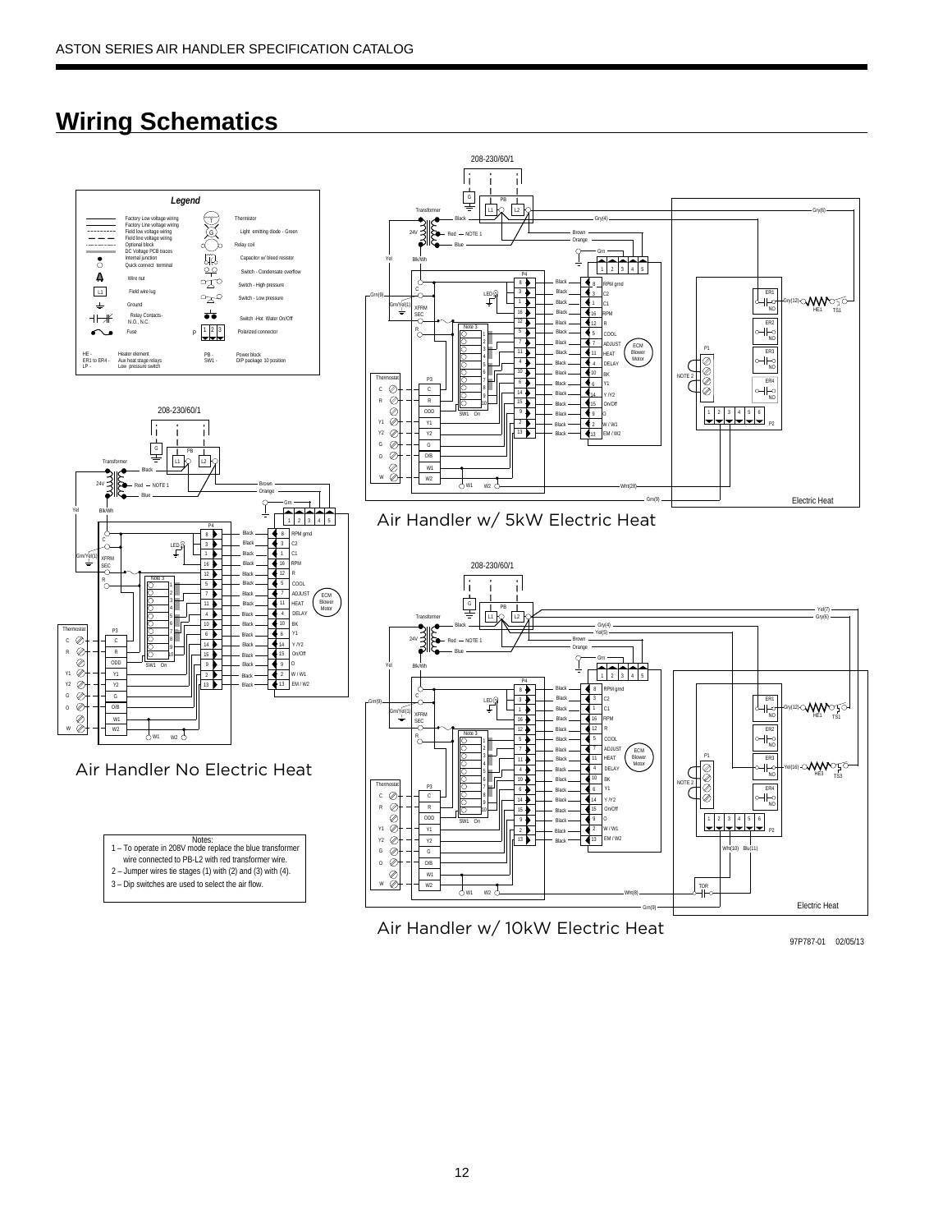# Wiring Schematics

**Legend**

| Symbol | Description | Symbol | Description |
| --- | --- | --- | --- |
| | Factory Low voltage wiring | T | Thermistor |
| | Factory Line voltage wiring | G | Light emitting diode - Green |
| | Field low voltage wiring | | Relay coil |
| | Field line voltage wiring | | Capacitor w/ bleed resistor |
| | Optional block | | Switch - Condensate overflow |
| | DC Voltage PCB traces | | Switch - High pressure |
| | Internal junction | | Switch - Low pressure |
| | Quick connect terminal | | Switch -Hot Water On/Off |
| | Wire nut | P 1 2 3 | Polarized connector |
| L1 | Field wire lug | | |
| | Ground | | |
| | Relay Contacts-N.O., N.C. | | |
| | Fuse | | |

HE - Heater element
ER1 to ER4 - Aux heat stage relays
LP - Low pressure switch
PB - Power block
SW1 - DIP package 10 position

Air Handler No Electric Heat

Air Handler w/ 5kW Electric Heat

Air Handler w/ 10kW Electric Heat

Notes:
1 – To operate in 208V mode replace the blue transformer wire connected to PB-L2 with red transformer wire.
2 – Jumper wires tie stages (1) with (2) and (3) with (4).
3 – Dip switches are used to select the air flow.

97P787-01 02/05/13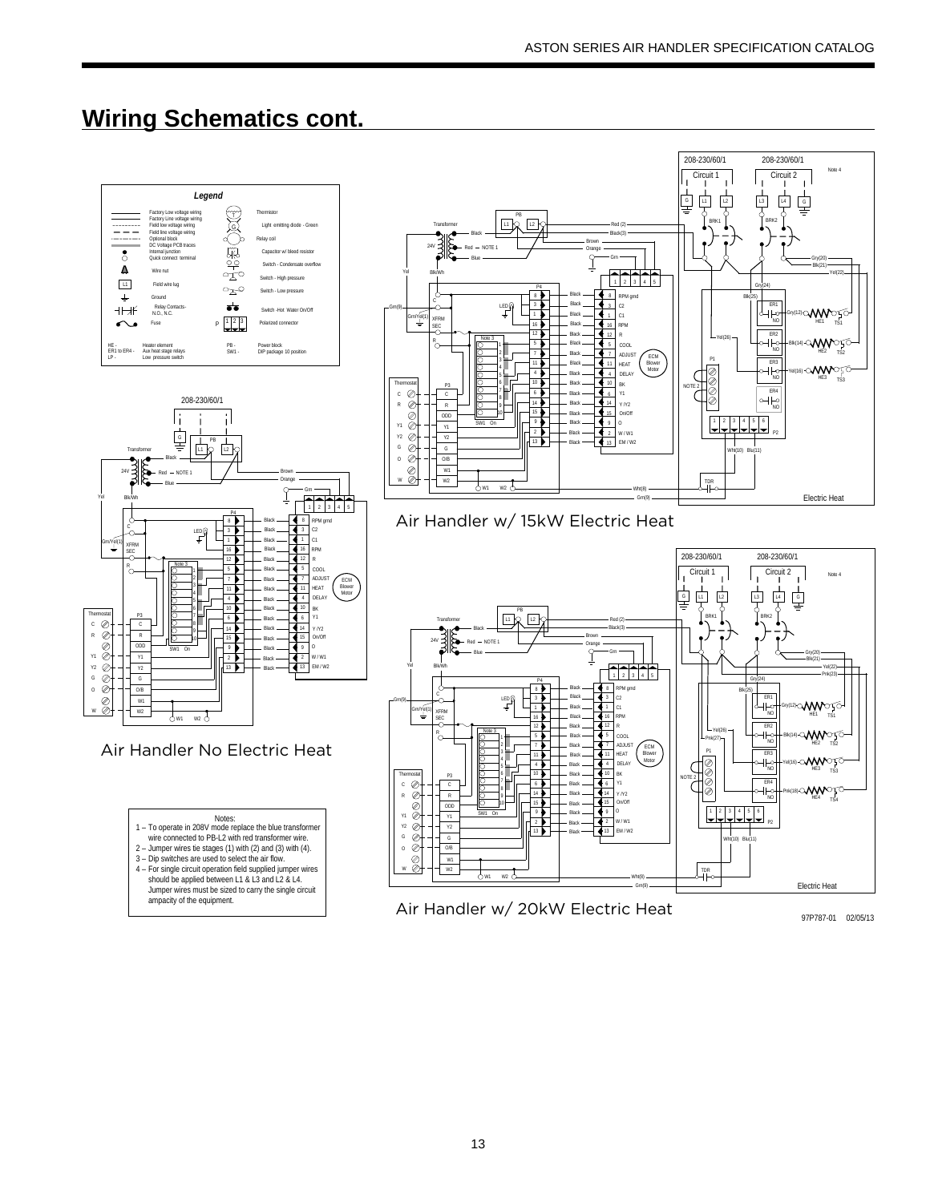# Wiring Schematics cont.

## Legend

- Factory Low voltage wiring
- Factory Line voltage wiring
- Field low voltage wiring
- Field line voltage wiring
- Optional block
- DC Voltage PCB traces
- Internal junction
- Quick connect terminal
- Wire nut
- Field wire lug
- Ground
- Relay Contacts- N.O., N.C.
- Fuse
- Thermistor
- Light emitting diode - Green
- Relay coil
- Capacitor w/ bleed resistor
- Switch - Condensate overflow
- Switch - High pressure
- Switch - Low pressure
- Switch -Hot Water On/Off
- Polarized connector

HE - Heater element
ER1 to ER4 - Aux heat stage relays
LP - Low pressure switch
PB - Power block
SW1 - DIP package 10 position

Air Handler No Electric Heat

Air Handler w/ 15kW Electric Heat

Air Handler w/ 20kW Electric Heat

Notes:

1 – To operate in 208V mode replace the blue transformer wire connected to PB-L2 with red transformer wire.
2 – Jumper wires tie stages (1) with (2) and (3) with (4).
3 – Dip switches are used to select the air flow.
4 – For single circuit operation field supplied jumper wires should be applied between L1 & L3 and L2 & L4. Jumper wires must be sized to carry the single circuit ampacity of the equipment.

97P787-01 02/05/13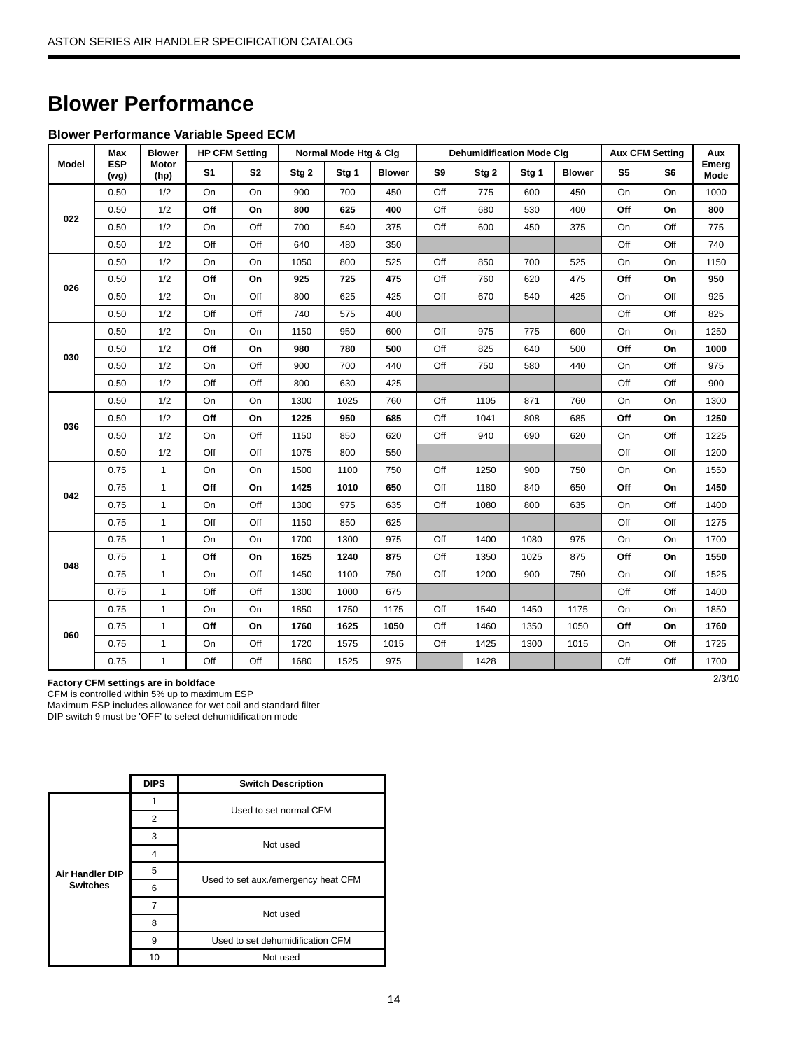# Blower Performance

### Blower Performance Variable Speed ECM

| Model | Max ESP (wg) | Blower Motor (hp) | HP CFM Setting | | Normal Mode Htg & Clg | | | Dehumidification Mode Clg | | | | Aux CFM Setting | | Aux Emerg Mode |
|---|---|---|---|---|---|---|---|---|---|---|---|---|---|---|
| | | | S1 | S2 | Stg 2 | Stg 1 | Blower | S9 | Stg 2 | Stg 1 | Blower | S5 | S6 | |
| 022 | 0.50 | 1/2 | On | On | 900 | 700 | 450 | Off | 775 | 600 | 450 | On | On | 1000 |
| | 0.50 | 1/2 | **Off** | **On** | **800** | **625** | **400** | Off | 680 | 530 | 400 | **Off** | **On** | **800** |
| | 0.50 | 1/2 | On | Off | 700 | 540 | 375 | Off | 600 | 450 | 375 | On | Off | 775 |
| | 0.50 | 1/2 | Off | Off | 640 | 480 | 350 | | | | | Off | Off | 740 |
| 026 | 0.50 | 1/2 | On | On | 1050 | 800 | 525 | Off | 850 | 700 | 525 | On | On | 1150 |
| | 0.50 | 1/2 | **Off** | **On** | **925** | **725** | **475** | Off | 760 | 620 | 475 | **Off** | **On** | **950** |
| | 0.50 | 1/2 | On | Off | 800 | 625 | 425 | Off | 670 | 540 | 425 | On | Off | 925 |
| | 0.50 | 1/2 | Off | Off | 740 | 575 | 400 | | | | | Off | Off | 825 |
| 030 | 0.50 | 1/2 | On | On | 1150 | 950 | 600 | Off | 975 | 775 | 600 | On | On | 1250 |
| | 0.50 | 1/2 | **Off** | **On** | **980** | **780** | **500** | Off | 825 | 640 | 500 | **Off** | **On** | **1000** |
| | 0.50 | 1/2 | On | Off | 900 | 700 | 440 | Off | 750 | 580 | 440 | On | Off | 975 |
| | 0.50 | 1/2 | Off | Off | 800 | 630 | 425 | | | | | Off | Off | 900 |
| 036 | 0.50 | 1/2 | On | On | 1300 | 1025 | 760 | Off | 1105 | 871 | 760 | On | On | 1300 |
| | 0.50 | 1/2 | **Off** | **On** | **1225** | **950** | **685** | Off | 1041 | 808 | 685 | **Off** | **On** | **1250** |
| | 0.50 | 1/2 | On | Off | 1150 | 850 | 620 | Off | 940 | 690 | 620 | On | Off | 1225 |
| | 0.50 | 1/2 | Off | Off | 1075 | 800 | 550 | | | | | Off | Off | 1200 |
| 042 | 0.75 | 1 | On | On | 1500 | 1100 | 750 | Off | 1250 | 900 | 750 | On | On | 1550 |
| | 0.75 | 1 | **Off** | **On** | **1425** | **1010** | **650** | Off | 1180 | 840 | 650 | **Off** | **On** | **1450** |
| | 0.75 | 1 | On | Off | 1300 | 975 | 635 | Off | 1080 | 800 | 635 | On | Off | 1400 |
| | 0.75 | 1 | Off | Off | 1150 | 850 | 625 | | | | | Off | Off | 1275 |
| 048 | 0.75 | 1 | On | On | 1700 | 1300 | 975 | Off | 1400 | 1080 | 975 | On | On | 1700 |
| | 0.75 | 1 | **Off** | **On** | **1625** | **1240** | **875** | Off | 1350 | 1025 | 875 | **Off** | **On** | **1550** |
| | 0.75 | 1 | On | Off | 1450 | 1100 | 750 | Off | 1200 | 900 | 750 | On | Off | 1525 |
| | 0.75 | 1 | Off | Off | 1300 | 1000 | 675 | | | | | Off | Off | 1400 |
| 060 | 0.75 | 1 | On | On | 1850 | 1750 | 1175 | Off | 1540 | 1450 | 1175 | On | On | 1850 |
| | 0.75 | 1 | **Off** | **On** | **1760** | **1625** | **1050** | Off | 1460 | 1350 | 1050 | **Off** | **On** | **1760** |
| | 0.75 | 1 | On | Off | 1720 | 1575 | 1015 | Off | 1425 | 1300 | 1015 | On | Off | 1725 |
| | 0.75 | 1 | Off | Off | 1680 | 1525 | 975 | | 1428 | | | Off | Off | 1700 |

**Factory CFM settings are in boldface**
CFM is controlled within 5% up to maximum ESP
Maximum ESP includes allowance for wet coil and standard filter
DIP switch 9 must be 'OFF' to select dehumidification mode

2/3/10

| | DIPS | Switch Description |
|---|---|---|
| **Air Handler DIP Switches** | 1 | Used to set normal CFM |
| | 2 | |
| | 3 | Not used |
| | 4 | |
| | 5 | Used to set aux./emergency heat CFM |
| | 6 | |
| | 7 | Not used |
| | 8 | |
| | 9 | Used to set dehumidification CFM |
| | 10 | Not used |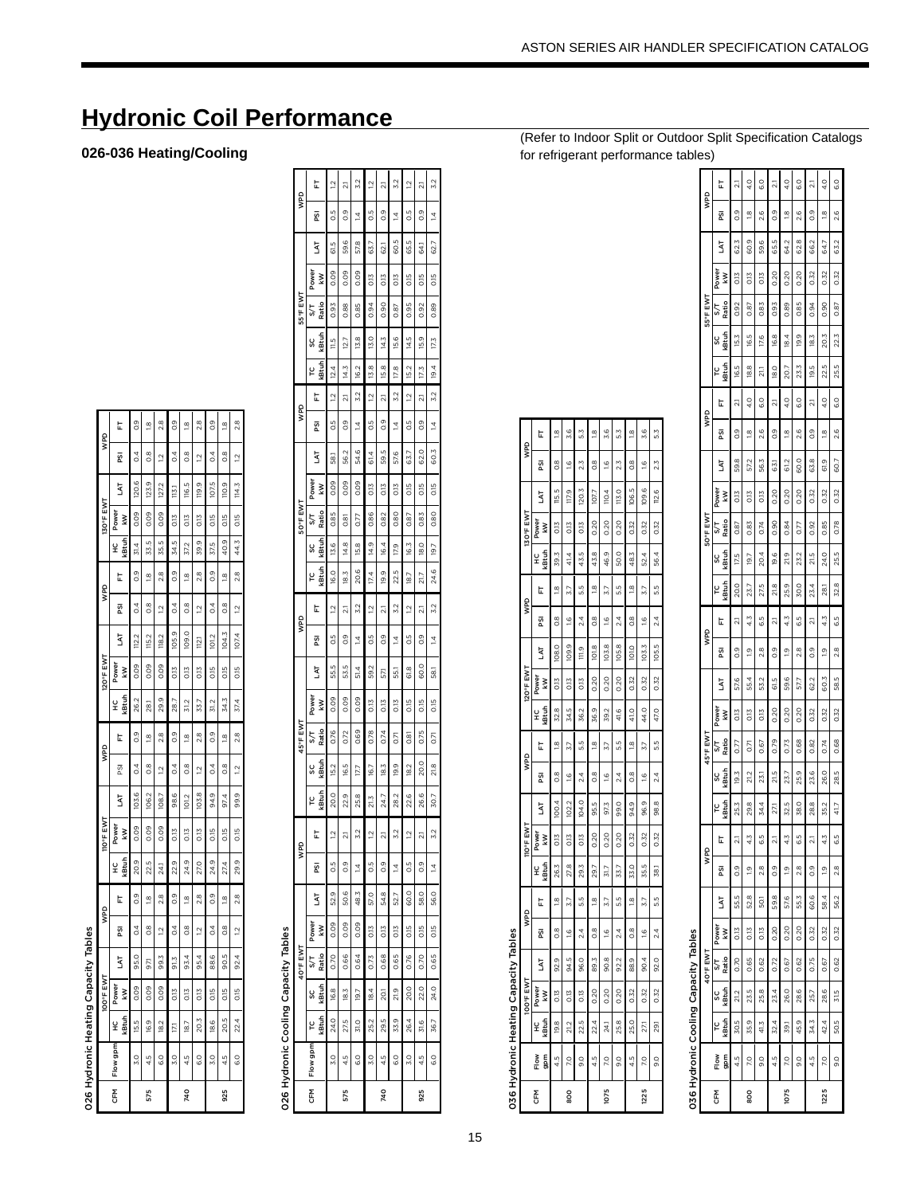# Hydronic Coil Performance

## 026-036 Heating/Cooling

(Refer to Indoor Split or Outdoor Split Specification Catalogs for refrigerant performance tables)

### 026 Hydronic Heating Capacity Tables

| CFM | Flow gpm | 100°F EWT | | | WPD | | 110°F EWT | | | WPD | | 120°F EWT | | | WPD | | 130°F EWT | | | WPD | |
|---|---|---|---|---|---|---|---|---|---|---|---|---|---|---|---|---|---|---|---|---|---|
| | | HC kBtuh | Power kW | LAT | PSI | FT | HC kBtuh | Power kW | LAT | PSI | FT | HC kBtuh | Power kW | LAT | PSI | FT | HC kBtuh | Power kW | LAT | PSI | FT |
| 575 | 3.0 | 15.5 | 0.09 | 95.0 | 0.4 | 0.9 | 20.9 | 0.09 | 103.6 | 0.4 | 0.9 | 26.2 | 0.09 | 112.2 | 0.4 | 0.9 | 31.4 | 0.09 | 120.6 | 0.4 | 0.9 |
| | 4.5 | 16.9 | 0.09 | 97.1 | 0.8 | 1.8 | 22.5 | 0.09 | 106.2 | 0.8 | 1.8 | 28.1 | 0.09 | 115.2 | 0.8 | 1.8 | 33.5 | 0.09 | 123.9 | 0.8 | 1.8 |
| | 6.0 | 18.2 | 0.09 | 99.3 | 1.2 | 2.8 | 24.1 | 0.09 | 108.7 | 1.2 | 2.8 | 29.9 | 0.09 | 118.2 | 1.2 | 2.8 | 35.5 | 0.09 | 127.2 | 1.2 | 2.8 |
| 740 | 3.0 | 17.1 | 0.13 | 91.3 | 0.4 | 0.9 | 22.9 | 0.13 | 98.6 | 0.4 | 0.9 | 28.7 | 0.13 | 105.9 | 0.4 | 0.9 | 34.5 | 0.13 | 113.1 | 0.4 | 0.9 |
| | 4.5 | 18.7 | 0.13 | 93.4 | 0.8 | 1.8 | 24.9 | 0.13 | 101.2 | 0.8 | 1.8 | 31.2 | 0.13 | 109.0 | 0.8 | 1.8 | 37.2 | 0.13 | 116.5 | 0.8 | 1.8 |
| | 6.0 | 20.3 | 0.13 | 95.4 | 1.2 | 2.8 | 27.0 | 0.13 | 103.8 | 1.2 | 2.8 | 33.7 | 0.13 | 112.1 | 1.2 | 2.8 | 39.9 | 0.13 | 119.9 | 1.2 | 2.8 |
| 925 | 3.0 | 18.6 | 0.15 | 88.6 | 0.4 | 0.9 | 24.9 | 0.15 | 94.9 | 0.4 | 0.9 | 31.2 | 0.15 | 101.2 | 0.4 | 0.9 | 37.5 | 0.15 | 107.5 | 0.4 | 0.9 |
| | 4.5 | 20.5 | 0.15 | 90.5 | 0.8 | 1.8 | 27.2 | 0.15 | 97.4 | 0.8 | 1.8 | 34.3 | 0.15 | 104.3 | 0.8 | 1.8 | 40.9 | 0.15 | 110.9 | 0.8 | 1.8 |
| | 6.0 | 22.4 | 0.15 | 92.4 | 1.2 | 2.8 | 29.9 | 0.15 | 99.9 | 1.2 | 2.8 | 37.4 | 0.15 | 107.4 | 1.2 | 2.8 | 44.3 | 0.15 | 114.3 | 1.2 | 2.8 |

### 026 Hydronic Cooling Capacity Tables

| CFM | Flow gpm | 40°F EWT | | | | | WPD | | 45°F EWT | | | | | WPD | | 50°F EWT | | | | | WPD | | 55°F EWT | | | | | WPD | |
|---|---|---|---|---|---|---|---|---|---|---|---|---|---|---|---|---|---|---|---|---|---|---|---|---|---|---|---|---|---|
| | | TC kBtuh | SC kBtuh | S/T Ratio | Power kW | LAT | PSI | FT | TC kBtuh | SC kBtuh | S/T Ratio | Power kW | LAT | PSI | FT | TC kBtuh | SC kBtuh | S/T Ratio | Power kW | LAT | PSI | FT | TC kBtuh | SC kBtuh | S/T Ratio | Power kW | LAT | PSI | FT |
| 575 | 3.0 | 24.0 | 16.8 | 0.70 | 0.09 | 52.9 | 0.5 | 1.2 | 20.0 | 15.2 | 0.76 | 0.09 | 55.5 | 0.5 | 1.2 | 16.0 | 13.6 | 0.85 | 0.09 | 58.1 | 0.5 | 1.2 | 12.4 | 11.5 | 0.93 | 0.09 | 61.5 | 0.5 | 1.2 |
| | 4.5 | 27.5 | 18.3 | 0.66 | 0.09 | 50.6 | 0.9 | 2.1 | 22.9 | 16.5 | 0.72 | 0.09 | 53.5 | 0.9 | 2.1 | 18.3 | 14.8 | 0.81 | 0.09 | 56.2 | 0.9 | 2.1 | 14.3 | 12.7 | 0.88 | 0.09 | 59.6 | 0.9 | 2.1 |
| | 6.0 | 31.0 | 19.7 | 0.64 | 0.09 | 48.3 | 1.4 | 3.2 | 25.8 | 17.7 | 0.69 | 0.09 | 51.4 | 1.4 | 3.2 | 20.6 | 15.8 | 0.77 | 0.09 | 54.6 | 1.4 | 3.2 | 16.2 | 13.8 | 0.85 | 0.09 | 57.8 | 1.4 | 3.2 |
| 740 | 3.0 | 25.2 | 18.4 | 0.73 | 0.13 | 57.0 | 0.5 | 1.2 | 21.3 | 16.7 | 0.78 | 0.13 | 59.2 | 0.5 | 1.2 | 17.4 | 14.9 | 0.86 | 0.13 | 61.4 | 0.5 | 1.2 | 13.8 | 13.0 | 0.94 | 0.13 | 63.7 | 0.5 | 1.2 |
| | 4.5 | 29.5 | 20.1 | 0.68 | 0.13 | 54.8 | 0.9 | 2.1 | 24.7 | 18.3 | 0.74 | 0.13 | 57.1 | 0.9 | 2.1 | 19.9 | 16.4 | 0.82 | 0.13 | 59.5 | 0.9 | 2.1 | 15.8 | 14.3 | 0.90 | 0.13 | 62.1 | 0.9 | 2.1 |
| | 6.0 | 33.9 | 21.9 | 0.65 | 0.13 | 52.7 | 1.4 | 3.2 | 28.2 | 19.9 | 0.71 | 0.13 | 55.1 | 1.4 | 3.2 | 22.5 | 17.9 | 0.80 | 0.13 | 57.6 | 1.4 | 3.2 | 17.8 | 15.6 | 0.87 | 0.13 | 60.5 | 1.4 | 3.2 |
| 925 | 3.0 | 26.4 | 20.0 | 0.76 | 0.15 | 60.0 | 0.5 | 1.2 | 22.6 | 18.2 | 0.81 | 0.15 | 61.8 | 0.5 | 1.2 | 18.7 | 16.3 | 0.87 | 0.15 | 63.7 | 0.5 | 1.2 | 15.2 | 14.5 | 0.95 | 0.15 | 65.5 | 0.5 | 1.2 |
| | 4.5 | 31.6 | 22.0 | 0.70 | 0.15 | 58.0 | 0.9 | 2.1 | 26.6 | 20.0 | 0.75 | 0.15 | 60.0 | 0.9 | 2.1 | 21.7 | 18.0 | 0.83 | 0.15 | 62.0 | 0.9 | 2.1 | 17.3 | 15.9 | 0.92 | 0.15 | 64.1 | 0.9 | 2.1 |
| | 6.0 | 36.7 | 24.0 | 0.65 | 0.15 | 56.0 | 1.4 | 3.2 | 30.7 | 21.8 | 0.71 | 0.15 | 58.1 | 1.4 | 3.2 | 24.6 | 19.7 | 0.80 | 0.15 | 60.3 | 1.4 | 3.2 | 19.4 | 17.3 | 0.89 | 0.15 | 62.7 | 1.4 | 3.2 |

### 036 Hydronic Heating Capacity Tables

| CFM | Flow gpm | 100°F EWT | | | WPD | | 110°F EWT | | | WPD | | 120°F EWT | | | WPD | | 130°F EWT | | | WPD | |
|---|---|---|---|---|---|---|---|---|---|---|---|---|---|---|---|---|---|---|---|---|---|
| | | HC kBtuh | Power kW | LAT | PSI | FT | HC kBtuh | Power kW | LAT | PSI | FT | HC kBtuh | Power kW | LAT | PSI | FT | HC kBtuh | Power kW | LAT | PSI | FT |
| 800 | 4.5 | 19.8 | 0.13 | 93.9 | 0.8 | 1.8 | 26.3 | 0.13 | 100.4 | 0.8 | 1.8 | 32.8 | 0.13 | 108.0 | 0.8 | 1.8 | 39.3 | 0.13 | 115.5 | 0.8 | 1.8 |
| | 7.0 | 21.2 | 0.13 | 94.5 | 1.6 | 3.7 | 27.8 | 0.13 | 102.2 | 1.6 | 3.7 | 34.5 | 0.13 | 109.9 | 1.6 | 3.7 | 41.4 | 0.13 | 117.9 | 1.6 | 3.6 |
| | 9.0 | 22.5 | 0.13 | 96.0 | 2.4 | 5.5 | 29.3 | 0.13 | 104.0 | 2.4 | 5.5 | 36.2 | 0.13 | 111.9 | 2.4 | 5.5 | 43.5 | 0.13 | 120.3 | 2.3 | 5.3 |
| 1075 | 4.5 | 22.4 | 0.20 | 89.3 | 0.8 | 1.8 | 29.7 | 0.20 | 95.5 | 0.8 | 1.8 | 36.9 | 0.20 | 101.8 | 0.8 | 1.8 | 43.8 | 0.20 | 107.7 | 0.8 | 1.8 |
| | 7.0 | 24.1 | 0.20 | 90.8 | 1.6 | 3.7 | 31.7 | 0.20 | 97.3 | 1.6 | 3.7 | 39.2 | 0.20 | 103.8 | 1.6 | 3.7 | 46.9 | 0.20 | 110.4 | 1.6 | 3.6 |
| | 9.0 | 25.8 | 0.20 | 92.2 | 2.4 | 5.5 | 33.7 | 0.20 | 99.0 | 2.4 | 5.5 | 41.6 | 0.20 | 105.8 | 2.4 | 5.5 | 50.0 | 0.20 | 113.0 | 2.3 | 5.3 |
| 1225 | 4.5 | 25.0 | 0.32 | 88.9 | 0.8 | 1.8 | 33.0 | 0.32 | 94.9 | 0.8 | 1.8 | 41.0 | 0.32 | 101.0 | 0.8 | 1.8 | 48.3 | 0.32 | 106.5 | 0.8 | 1.8 |
| | 7.0 | 27.1 | 0.32 | 90.4 | 1.6 | 3.7 | 35.5 | 0.32 | 96.9 | 1.6 | 3.7 | 44.0 | 0.32 | 103.3 | 1.6 | 3.7 | 52.4 | 0.32 | 109.6 | 1.6 | 3.6 |
| | 9.0 | 29.1 | 0.32 | 92.0 | 2.4 | 5.5 | 38.1 | 0.32 | 98.8 | 2.4 | 5.5 | 47.0 | 0.32 | 105.5 | 2.4 | 5.5 | 56.4 | 0.32 | 112.6 | 2.3 | 5.3 |

### 036 Hydronic Cooling Capacity Tables

| CFM | Flow gpm | 40°F EWT | | | | | WPD | | 45°F EWT | | | | | WPD | | 50°F EWT | | | | | WPD | | 55°F EWT | | | | | WPD | |
|---|---|---|---|---|---|---|---|---|---|---|---|---|---|---|---|---|---|---|---|---|---|---|---|---|---|---|---|---|---|
| | | TC kBtuh | SC kBtuh | S/T Ratio | Power kW | LAT | PSI | FT | TC kBtuh | SC kBtuh | S/T Ratio | Power kW | LAT | PSI | FT | TC kBtuh | SC kBtuh | S/T Ratio | Power kW | LAT | PSI | FT | TC kBtuh | SC kBtuh | S/T Ratio | Power kW | LAT | PSI | FT |
| 800 | 4.5 | 30.5 | 21.2 | 0.70 | 0.13 | 55.5 | 0.9 | 2.1 | 25.3 | 19.3 | 0.77 | 0.13 | 57.6 | 0.9 | 2.1 | 20.0 | 17.5 | 0.87 | 0.13 | 59.8 | 0.9 | 2.1 | 16.5 | 15.3 | 0.92 | 0.13 | 62.3 | 0.9 | 2.1 |
| | 7.0 | 35.9 | 23.5 | 0.65 | 0.13 | 52.8 | 1.9 | 4.3 | 29.8 | 21.2 | 0.71 | 0.13 | 55.4 | 1.9 | 4.3 | 23.7 | 19.7 | 0.83 | 0.13 | 57.2 | 1.8 | 4.0 | 18.8 | 16.5 | 0.87 | 0.13 | 60.9 | 1.8 | 4.0 |
| | 9.0 | 41.3 | 25.8 | 0.62 | 0.13 | 50.1 | 2.8 | 6.5 | 34.4 | 23.1 | 0.67 | 0.13 | 53.2 | 2.8 | 6.5 | 27.5 | 20.4 | 0.74 | 0.13 | 56.3 | 2.6 | 6.0 | 21.1 | 17.6 | 0.83 | 0.13 | 59.6 | 2.6 | 6.0 |
| 1075 | 4.5 | 32.4 | 23.4 | 0.72 | 0.20 | 59.8 | 0.9 | 2.1 | 27.1 | 21.5 | 0.79 | 0.20 | 61.5 | 0.9 | 2.1 | 21.8 | 19.6 | 0.90 | 0.20 | 63.1 | 0.9 | 2.1 | 18.0 | 16.8 | 0.93 | 0.20 | 65.5 | 0.9 | 2.1 |
| | 7.0 | 39.1 | 26.0 | 0.67 | 0.20 | 57.6 | 1.9 | 4.3 | 32.5 | 23.7 | 0.73 | 0.20 | 59.6 | 1.9 | 4.3 | 25.9 | 21.9 | 0.84 | 0.20 | 61.2 | 1.8 | 4.0 | 20.7 | 18.4 | 0.89 | 0.20 | 64.2 | 1.8 | 4.0 |
| | 9.0 | 45.9 | 28.6 | 0.62 | 0.20 | 55.3 | 2.8 | 6.5 | 38.0 | 25.9 | 0.68 | 0.20 | 57.7 | 2.8 | 6.5 | 30.0 | 23.2 | 0.77 | 0.20 | 60.0 | 2.6 | 6.0 | 23.3 | 19.9 | 0.85 | 0.20 | 62.8 | 2.6 | 6.0 |
| 1225 | 4.5 | 34.3 | 25.7 | 0.75 | 0.32 | 60.6 | 0.9 | 2.1 | 28.8 | 23.6 | 0.82 | 0.32 | 62.2 | 0.9 | 2.1 | 23.4 | 21.5 | 0.92 | 0.32 | 63.8 | 0.9 | 2.1 | 19.5 | 18.3 | 0.94 | 0.32 | 66.2 | 0.9 | 2.1 |
| | 7.0 | 42.4 | 28.6 | 0.67 | 0.32 | 58.4 | 1.9 | 4.3 | 35.2 | 26.0 | 0.74 | 0.32 | 60.3 | 1.9 | 4.3 | 28.1 | 24.0 | 0.85 | 0.32 | 61.9 | 1.8 | 4.0 | 22.5 | 20.3 | 0.90 | 0.32 | 64.7 | 1.8 | 4.0 |
| | 9.0 | 50.5 | 31.5 | 0.62 | 0.32 | 56.2 | 2.8 | 6.5 | 41.7 | 28.5 | 0.68 | 0.32 | 58.5 | 2.8 | 6.5 | 32.8 | 25.5 | 0.78 | 0.32 | 60.7 | 2.6 | 6.0 | 25.5 | 22.3 | 0.87 | 0.32 | 63.2 | 2.6 | 6.0 |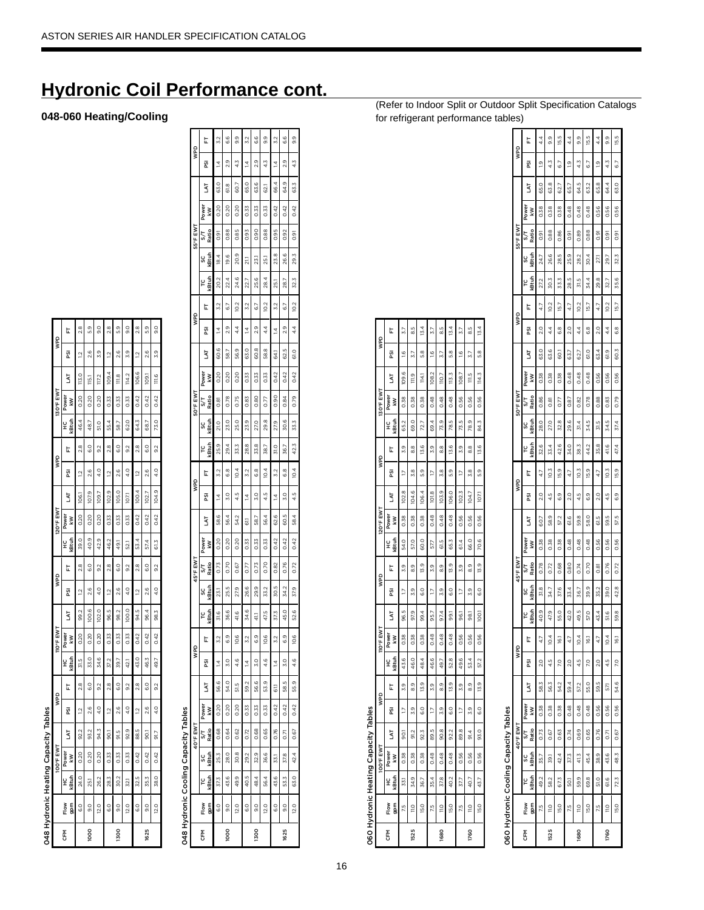# Hydronic Coil Performance cont.

## 048-060 Heating/Cooling

(Refer to Indoor Split or Outdoor Split Specification Catalogs for refrigerant performance tables)

### 048 Hydronic Heating Capacity Tables

| CFM | Flow gpm | 100°F EWT | | | WPD | | 110°F EWT | | | WPD | | 120°F EWT | | | WPD | | 130°F EWT | | | WPD | |
|---|---|---|---|---|---|---|---|---|---|---|---|---|---|---|---|---|---|---|---|---|---|
| | | HC kBtuh | Power kW | LAT | PSI | FT | HC kBtuh | Power kW | LAT | PSI | FT | HC kBtuh | Power kW | LAT | PSI | FT | HC kBtuh | Power kW | LAT | PSI | FT |
| 1000 | 6.0 | 24.0 | 0.20 | 92.2 | 1.2 | 2.8 | 31.5 | 0.20 | 99.2 | 1.2 | 2.8 | 39.0 | 0.20 | 106.1 | 1.2 | 2.8 | 46.4 | 0.20 | 113.0 | 1.2 | 2.8 |
| | 9.0 | 25.1 | 0.20 | 93.2 | 2.6 | 6.0 | 33.0 | 0.20 | 100.6 | 2.6 | 6.0 | 40.9 | 0.20 | 107.9 | 2.6 | 6.0 | 48.7 | 0.20 | 115.1 | 2.6 | 5.9 |
| | 12.0 | 26.2 | 0.20 | 94.3 | 4.0 | 9.2 | 34.6 | 0.20 | 102.0 | 4.0 | 9.2 | 42.9 | 0.20 | 109.7 | 4.0 | 9.2 | 51.0 | 0.20 | 117.2 | 3.9 | 9.0 |
| 1300 | 6.0 | 28.3 | 0.33 | 90.1 | 1.2 | 2.8 | 37.2 | 0.33 | 96.5 | 1.2 | 2.8 | 46.2 | 0.33 | 102.9 | 1.2 | 2.8 | 55.4 | 0.33 | 109.4 | 1.2 | 2.8 |
| | 9.0 | 30.2 | 0.33 | 91.5 | 2.6 | 6.0 | 39.7 | 0.33 | 98.2 | 2.6 | 6.0 | 49.1 | 0.33 | 105.0 | 2.6 | 6.0 | 58.7 | 0.33 | 111.8 | 2.6 | 5.9 |
| | 12.0 | 32.1 | 0.33 | 92.9 | 4.0 | 9.2 | 42.1 | 0.33 | 100.0 | 4.0 | 9.2 | 52.1 | 0.33 | 107.1 | 4.0 | 9.2 | 62.0 | 0.33 | 114.2 | 3.9 | 9.0 |
| 1625 | 6.0 | 32.5 | 0.42 | 88.5 | 1.2 | 2.8 | 43.0 | 0.42 | 94.5 | 1.2 | 2.8 | 53.4 | 0.42 | 100.4 | 1.2 | 2.8 | 64.3 | 0.42 | 106.6 | 1.2 | 2.8 |
| | 9.0 | 35.3 | 0.42 | 90.1 | 2.6 | 6.0 | 46.3 | 0.42 | 96.4 | 2.6 | 6.0 | 57.4 | 0.42 | 102.7 | 2.6 | 6.0 | 68.7 | 0.42 | 109.1 | 2.6 | 5.9 |
| | 12.0 | 38.0 | 0.42 | 91.7 | 4.0 | 9.2 | 49.7 | 0.42 | 98.3 | 4.0 | 9.2 | 61.3 | 0.42 | 104.9 | 4.0 | 9.2 | 73.0 | 0.42 | 111.6 | 3.9 | 9.0 |

### 048 Hydronic Cooling Capacity Tables

| CFM | Flow gpm | 40°F EWT | | | | | WPD | | 45°F EWT | | | | | WPD | | 50°F EWT | | | | | WPD | | 55°F EWT | | | | | WPD | |
|---|---|---|---|---|---|---|---|---|---|---|---|---|---|---|---|---|---|---|---|---|---|---|---|---|---|---|---|---|---|
| | | TC kBtuh | SC kBtuh | S/T Ratio | Power kW | LAT | PSI | FT | TC kBtuh | SC kBtuh | S/T Ratio | Power kW | LAT | PSI | FT | TC kBtuh | SC kBtuh | S/T Ratio | Power kW | LAT | PSI | FT | TC kBtuh | SC kBtuh | S/T Ratio | Power kW | LAT | PSI | FT |
| 1000 | 6.0 | 37.3 | 25.3 | 0.68 | 0.20 | 56.6 | 1.4 | 3.2 | 31.6 | 23.1 | 0.73 | 0.20 | 58.6 | 1.4 | 3.2 | 25.9 | 21.0 | 0.81 | 0.20 | 60.6 | 1.4 | 3.2 | 20.2 | 18.4 | 0.91 | 0.20 | 63.0 | 1.4 | 3.2 |
| | 9.0 | 43.6 | 28.0 | 0.64 | 0.20 | 54.0 | 3.0 | 6.9 | 36.6 | 25.5 | 0.70 | 0.20 | 56.4 | 3.0 | 6.8 | 29.4 | 23.0 | 0.78 | 0.20 | 58.7 | 2.9 | 6.7 | 22.4 | 19.6 | 0.88 | 0.20 | 61.8 | 2.9 | 6.6 |
| | 12.0 | 49.9 | 30.8 | 0.62 | 0.20 | 51.5 | 4.6 | 10.6 | 41.6 | 27.9 | 0.67 | 0.20 | 54.2 | 4.5 | 10.4 | 33.3 | 25.0 | 0.75 | 0.20 | 56.9 | 4.4 | 10.2 | 24.6 | 20.9 | 0.85 | 0.20 | 60.7 | 4.3 | 9.9 |
| 1300 | 6.0 | 40.5 | 29.2 | 0.72 | 0.33 | 59.2 | 1.4 | 3.2 | 34.6 | 26.6 | 0.77 | 0.33 | 61.1 | 1.4 | 3.2 | 28.8 | 23.9 | 0.83 | 0.33 | 63.0 | 1.4 | 3.2 | 22.7 | 21.1 | 0.93 | 0.33 | 65.0 | 1.4 | 3.2 |
| | 9.0 | 48.4 | 32.9 | 0.68 | 0.33 | 56.6 | 3.0 | 6.9 | 41.1 | 29.9 | 0.73 | 0.33 | 58.7 | 3.0 | 6.8 | 33.8 | 27.0 | 0.80 | 0.33 | 60.8 | 2.9 | 6.7 | 25.6 | 23.1 | 0.90 | 0.33 | 63.6 | 2.9 | 6.6 |
| | 12.0 | 56.4 | 36.6 | 0.65 | 0.33 | 53.9 | 4.6 | 10.6 | 47.5 | 33.2 | 0.70 | 0.33 | 56.4 | 4.5 | 10.4 | 38.7 | 29.8 | 0.77 | 0.33 | 58.8 | 4.4 | 10.2 | 28.4 | 25.1 | 0.88 | 0.33 | 62.1 | 4.3 | 9.9 |
| 1625 | 6.0 | 43.6 | 33.1 | 0.76 | 0.42 | 61.1 | 1.4 | 3.2 | 37.3 | 30.5 | 0.82 | 0.42 | 62.6 | 1.4 | 3.2 | 31.0 | 27.9 | 0.90 | 0.42 | 64.1 | 1.4 | 3.2 | 25.1 | 23.8 | 0.95 | 0.42 | 66.4 | 1.4 | 3.2 |
| | 9.0 | 53.3 | 37.8 | 0.71 | 0.42 | 58.5 | 3.0 | 6.9 | 45.0 | 34.2 | 0.76 | 0.42 | 60.5 | 3.0 | 6.8 | 36.7 | 30.6 | 0.84 | 0.42 | 62.5 | 2.9 | 6.7 | 28.7 | 26.6 | 0.92 | 0.42 | 64.9 | 2.9 | 6.6 |
| | 12.0 | 63.0 | 42.4 | 0.67 | 0.42 | 55.9 | 4.6 | 10.6 | 52.6 | 37.9 | 0.72 | 0.42 | 58.4 | 4.5 | 10.4 | 42.3 | 33.3 | 0.79 | 0.42 | 61.0 | 4.4 | 10.2 | 32.3 | 29.3 | 0.91 | 0.42 | 63.3 | 4.3 | 9.9 |

### 060 Hydronic Heating Capacity Tables

| CFM | Flow gpm | 100°F EWT | | | WPD | | 110°F EWT | | | WPD | | 120°F EWT | | | WPD | | 130°F EWT | | | WPD | |
|---|---|---|---|---|---|---|---|---|---|---|---|---|---|---|---|---|---|---|---|---|---|
| | | HC kBtuh | Power kW | LAT | PSI | FT | HC kBtuh | Power kW | LAT | PSI | FT | HC kBtuh | Power kW | LAT | PSI | FT | HC kBtuh | Power kW | LAT | PSI | FT |
| 1525 | 7.5 | 33.1 | 0.38 | 90.1 | 1.7 | 3.9 | 43.6 | 0.38 | 96.5 | 1.7 | 3.9 | 54.0 | 0.38 | 102.8 | 1.7 | 3.9 | 65.2 | 0.38 | 109.6 | 1.6 | 3.7 |
| | 11.0 | 34.9 | 0.38 | 91.2 | 3.9 | 8.9 | 46.0 | 0.38 | 97.9 | 3.9 | 8.9 | 57.0 | 0.38 | 104.6 | 3.8 | 8.8 | 69.0 | 0.38 | 111.9 | 3.7 | 8.5 |
| | 15.0 | 36.7 | 0.38 | 92.3 | 6.0 | 13.9 | 48.4 | 0.38 | 99.4 | 6.0 | 13.9 | 60.0 | 0.38 | 106.4 | 5.9 | 13.6 | 72.7 | 0.38 | 114.1 | 5.8 | 13.4 |
| 1680 | 7.5 | 35.4 | 0.48 | 89.5 | 1.7 | 3.9 | 46.6 | 0.48 | 95.7 | 1.7 | 3.9 | 57.7 | 0.48 | 101.8 | 1.7 | 3.9 | 69.4 | 0.48 | 108.2 | 1.6 | 3.7 |
| | 11.0 | 37.8 | 0.48 | 90.8 | 3.9 | 8.9 | 49.7 | 0.48 | 97.4 | 3.9 | 8.9 | 61.5 | 0.48 | 103.9 | 3.8 | 8.8 | 73.9 | 0.48 | 110.7 | 3.7 | 8.5 |
| | 15.0 | 40.2 | 0.48 | 92.2 | 6.0 | 13.9 | 52.8 | 0.48 | 99.1 | 6.0 | 13.9 | 65.3 | 0.48 | 106.0 | 5.9 | 13.6 | 78.5 | 0.48 | 113.3 | 5.8 | 13.4 |
| 1760 | 7.5 | 37.7 | 0.56 | 89.8 | 1.7 | 3.9 | 49.6 | 0.56 | 96.1 | 1.7 | 3.9 | 61.4 | 0.56 | 102.3 | 1.7 | 3.9 | 73.5 | 0.56 | 108.7 | 1.6 | 3.7 |
| | 11.0 | 40.7 | 0.56 | 91.4 | 3.9 | 8.9 | 53.4 | 0.56 | 98.1 | 3.9 | 8.9 | 66.0 | 0.56 | 104.7 | 3.8 | 8.8 | 78.9 | 0.56 | 111.5 | 3.7 | 8.5 |
| | 15.0 | 43.7 | 0.56 | 93.0 | 6.0 | 13.9 | 57.2 | 0.56 | 100.1 | 6.0 | 13.9 | 70.6 | 0.56 | 107.1 | 5.9 | 13.6 | 84.3 | 0.56 | 114.3 | 5.8 | 13.4 |

### 060 Hydronic Cooling Capacity Tables

| CFM | Flow gpm | 40°F EWT | | | | | WPD | | 45°F EWT | | | | | WPD | | 50°F EWT | | | | | WPD | | 55°F EWT | | | | | WPD | |
|---|---|---|---|---|---|---|---|---|---|---|---|---|---|---|---|---|---|---|---|---|---|---|---|---|---|---|---|---|---|
| | | TC kBtuh | SC kBtuh | S/T Ratio | Power kW | LAT | PSI | FT | TC kBtuh | SC kBtuh | S/T Ratio | Power kW | LAT | PSI | FT | TC kBtuh | SC kBtuh | S/T Ratio | Power kW | LAT | PSI | FT | TC kBtuh | SC kBtuh | S/T Ratio | Power kW | LAT | PSI | FT |
| 1525 | 7.5 | 49.2 | 35.7 | 0.73 | 0.38 | 58.3 | 2.0 | 4.7 | 40.9 | 31.8 | 0.78 | 0.38 | 60.7 | 2.0 | 4.7 | 32.6 | 28.0 | 0.86 | 0.38 | 63.0 | 2.0 | 4.7 | 27.2 | 24.7 | 0.91 | 0.38 | 65.0 | 1.9 | 4.4 |
| | 11.0 | 58.2 | 39.1 | 0.67 | 0.38 | 56.3 | 4.5 | 10.4 | 47.9 | 34.7 | 0.72 | 0.38 | 58.9 | 4.5 | 10.3 | 33.4 | 27.0 | 0.81 | 0.38 | 63.6 | 4.4 | 10.2 | 30.3 | 26.6 | 0.88 | 0.38 | 63.8 | 4.3 | 9.9 |
| | 15.0 | 67.3 | 42.4 | 0.63 | 0.38 | 54.2 | 7.0 | 16.1 | 55.0 | 37.6 | 0.68 | 0.38 | 57.2 | 6.9 | 15.9 | 42.6 | 32.8 | 0.77 | 0.38 | 60.1 | 6.8 | 15.7 | 33.3 | 28.5 | 0.86 | 0.38 | 62.7 | 6.7 | 15.5 |
| 1680 | 7.5 | 50.1 | 37.3 | 0.74 | 0.48 | 59.4 | 2.0 | 4.7 | 42.0 | 33.4 | 0.80 | 0.48 | 61.6 | 2.0 | 4.7 | 34.0 | 29.6 | 0.87 | 0.48 | 63.7 | 2.0 | 4.7 | 28.5 | 25.9 | 0.91 | 0.48 | 65.7 | 1.9 | 4.4 |
| | 11.0 | 59.9 | 41.3 | 0.69 | 0.48 | 57.2 | 4.5 | 10.4 | 49.5 | 36.7 | 0.74 | 0.48 | 59.8 | 4.5 | 10.3 | 38.3 | 31.4 | 0.82 | 0.48 | 62.7 | 4.4 | 10.2 | 31.5 | 28.2 | 0.89 | 0.48 | 64.5 | 4.3 | 9.9 |
| | 15.0 | 69.8 | 45.4 | 0.65 | 0.48 | 55.0 | 7.0 | 16.1 | 57.0 | 39.9 | 0.70 | 0.48 | 58.0 | 6.9 | 15.9 | 44.2 | 34.5 | 0.78 | 0.48 | 61.0 | 6.8 | 15.7 | 34.4 | 30.4 | 0.88 | 0.48 | 63.2 | 6.7 | 15.5 |
| 1760 | 7.5 | 51.0 | 38.9 | 0.76 | 0.56 | 59.5 | 2.0 | 4.7 | 43.4 | 35.2 | 0.81 | 0.56 | 61.5 | 2.0 | 4.7 | 35.8 | 31.5 | 0.88 | 0.56 | 63.4 | 2.0 | 4.7 | 29.8 | 27.1 | 0.91 | 0.56 | 65.8 | 1.9 | 4.4 |
| | 11.0 | 61.6 | 43.6 | 0.71 | 0.56 | 57.1 | 4.5 | 10.4 | 51.6 | 39.0 | 0.76 | 0.56 | 59.5 | 4.5 | 10.3 | 41.6 | 34.5 | 0.83 | 0.56 | 61.9 | 4.4 | 10.2 | 32.7 | 29.7 | 0.91 | 0.56 | 64.4 | 4.3 | 9.9 |
| | 15.0 | 72.3 | 48.3 | 0.67 | 0.56 | 54.6 | 7.0 | 16.1 | 59.8 | 42.8 | 0.72 | 0.56 | 57.5 | 6.9 | 15.9 | 47.4 | 37.4 | 0.79 | 0.56 | 60.3 | 6.8 | 15.7 | 35.6 | 32.3 | 0.91 | 0.56 | 63.0 | 6.7 | 15.5 |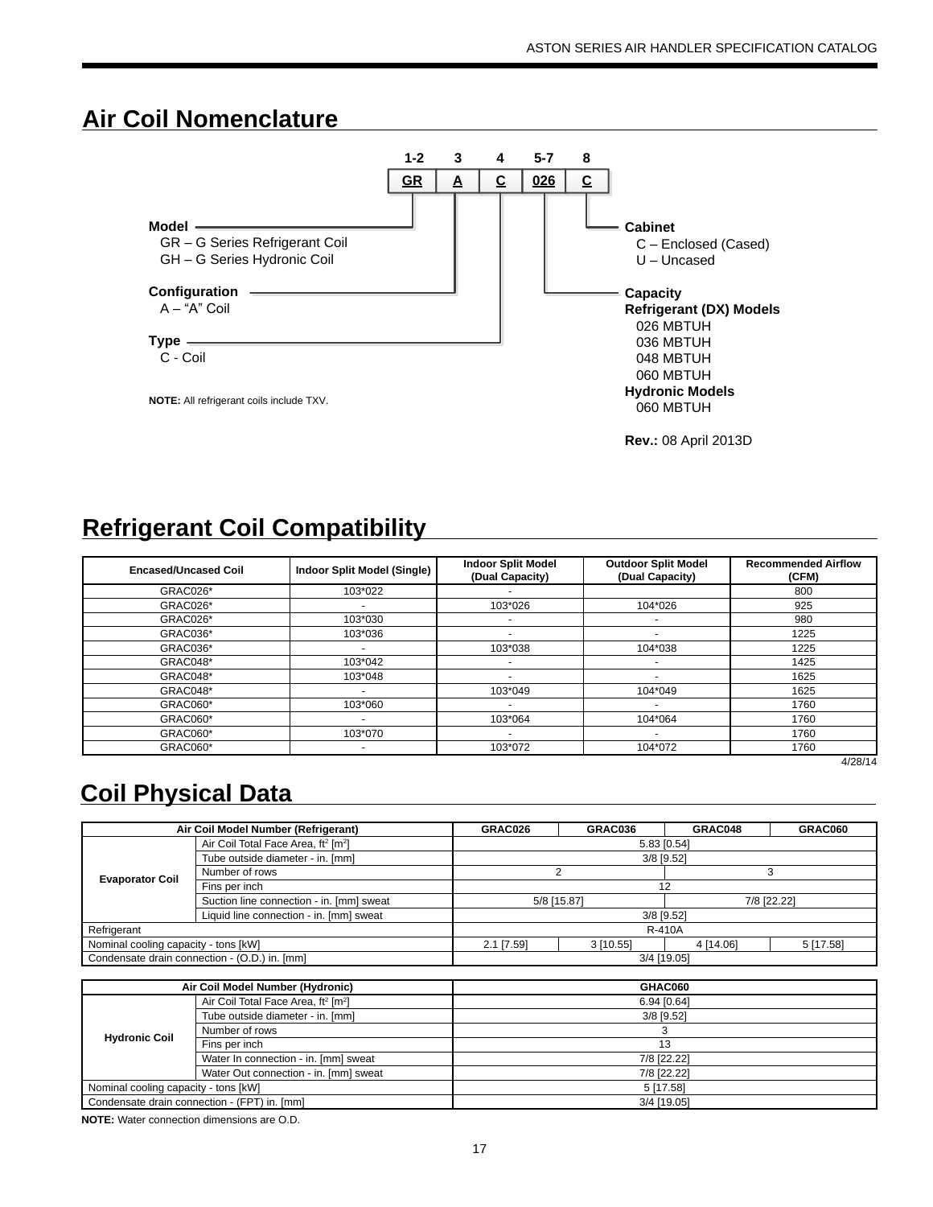## Air Coil Nomenclature

| 1-2 | 3 | 4 | 5-7 | 8 |
|---|---|---|---|---|
| GR | A | C | 026 | C |

**Model**
- GR – G Series Refrigerant Coil
- GH – G Series Hydronic Coil

**Configuration**
- A – "A" Coil

**Type**
- C - Coil

**NOTE:** All refrigerant coils include TXV.

**Cabinet**
- C – Enclosed (Cased)
- U – Uncased

**Capacity**

**Refrigerant (DX) Models**
- 026 MBTUH
- 036 MBTUH
- 048 MBTUH
- 060 MBTUH

**Hydronic Models**
- 060 MBTUH

**Rev.:** 08 April 2013D

## Refrigerant Coil Compatibility

| Encased/Uncased Coil | Indoor Split Model (Single) | Indoor Split Model (Dual Capacity) | Outdoor Split Model (Dual Capacity) | Recommended Airflow (CFM) |
|---|---|---|---|---|
| GRAC026* | 103*022 | - | | 800 |
| GRAC026* | - | 103*026 | 104*026 | 925 |
| GRAC026* | 103*030 | - | - | 980 |
| GRAC036* | 103*036 | - | - | 1225 |
| GRAC036* | - | 103*038 | 104*038 | 1225 |
| GRAC048* | 103*042 | - | - | 1425 |
| GRAC048* | 103*048 | - | - | 1625 |
| GRAC048* | - | 103*049 | 104*049 | 1625 |
| GRAC060* | 103*060 | - | - | 1760 |
| GRAC060* | - | 103*064 | 104*064 | 1760 |
| GRAC060* | 103*070 | - | - | 1760 |
| GRAC060* | - | 103*072 | 104*072 | 1760 |

4/28/14

## Coil Physical Data

| Air Coil Model Number (Refrigerant) | | GRAC026 | GRAC036 | GRAC048 | GRAC060 |
|---|---|---|---|---|---|
| Evaporator Coil | Air Coil Total Face Area, ft$^2$ [m$^2$] | 5.83 [0.54] | | | |
| | Tube outside diameter - in. [mm] | 3/8 [9.52] | | | |
| | Number of rows | 2 | | 3 | |
| | Fins per inch | 12 | | | |
| | Suction line connection - in. [mm] sweat | 5/8 [15.87] | | 7/8 [22.22] | |
| | Liquid line connection - in. [mm] sweat | 3/8 [9.52] | | | |
| Refrigerant | | R-410A | | | |
| Nominal cooling capacity - tons [kW] | | 2.1 [7.59] | 3 [10.55] | 4 [14.06] | 5 [17.58] |
| Condensate drain connection - (O.D.) in. [mm] | | 3/4 [19.05] | | | |

| Air Coil Model Number (Hydronic) | | GHAC060 |
|---|---|---|
| Hydronic Coil | Air Coil Total Face Area, ft$^2$ [m$^2$] | 6.94 [0.64] |
| | Tube outside diameter - in. [mm] | 3/8 [9.52] |
| | Number of rows | 3 |
| | Fins per inch | 13 |
| | Water In connection - in. [mm] sweat | 7/8 [22.22] |
| | Water Out connection - in. [mm] sweat | 7/8 [22.22] |
| Nominal cooling capacity - tons [kW] | | 5 [17.58] |
| Condensate drain connection - (FPT) in. [mm] | | 3/4 [19.05] |

**NOTE:** Water connection dimensions are O.D.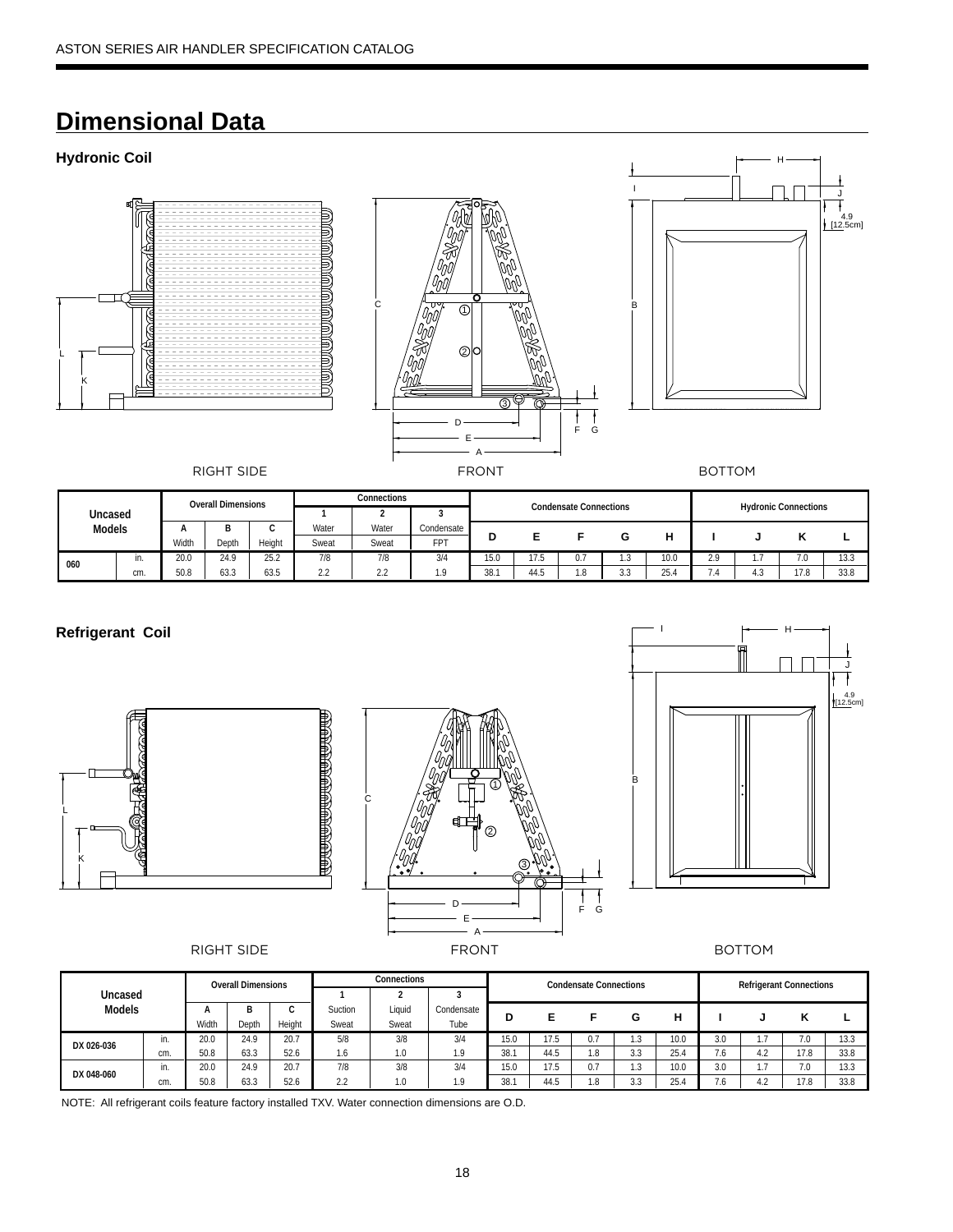# Dimensional Data

### Hydronic Coil

RIGHT SIDE FRONT BOTTOM

| Uncased Models | | Overall Dimensions | | | Connections | | | Condensate Connections | | | | | Hydronic Connections | | | |
|---|---|---|---|---|---|---|---|---|---|---|---|---|---|---|---|---|
| | | A | B | C | 1 | 2 | 3 | D | E | F | G | H | I | J | K | L |
| | | Width | Depth | Height | Water Sweat | Water Sweat | Condensate FPT | | | | | | | | | |
| 060 | in. | 20.0 | 24.9 | 25.2 | 7/8 | 7/8 | 3/4 | 15.0 | 17.5 | 0.7 | 1.3 | 10.0 | 2.9 | 1.7 | 7.0 | 13.3 |
| | cm. | 50.8 | 63.3 | 63.5 | 2.2 | 2.2 | 1.9 | 38.1 | 44.5 | 1.8 | 3.3 | 25.4 | 7.4 | 4.3 | 17.8 | 33.8 |

### Refrigerant Coil

RIGHT SIDE FRONT BOTTOM

| Uncased Models | | Overall Dimensions | | | Connections | | | Condensate Connections | | | | | Refrigerant Connections | | | |
|---|---|---|---|---|---|---|---|---|---|---|---|---|---|---|---|---|
| | | A | B | C | 1 | 2 | 3 | D | E | F | G | H | I | J | K | L |
| | | Width | Depth | Height | Suction Sweat | Liquid Sweat | Condensate Tube | | | | | | | | | |
| DX 026-036 | in. | 20.0 | 24.9 | 20.7 | 5/8 | 3/8 | 3/4 | 15.0 | 17.5 | 0.7 | 1.3 | 10.0 | 3.0 | 1.7 | 7.0 | 13.3 |
| | cm. | 50.8 | 63.3 | 52.6 | 1.6 | 1.0 | 1.9 | 38.1 | 44.5 | 1.8 | 3.3 | 25.4 | 7.6 | 4.2 | 17.8 | 33.8 |
| DX 048-060 | in. | 20.0 | 24.9 | 20.7 | 7/8 | 3/8 | 3/4 | 15.0 | 17.5 | 0.7 | 1.3 | 10.0 | 3.0 | 1.7 | 7.0 | 13.3 |
| | cm. | 50.8 | 63.3 | 52.6 | 2.2 | 1.0 | 1.9 | 38.1 | 44.5 | 1.8 | 3.3 | 25.4 | 7.6 | 4.2 | 17.8 | 33.8 |

NOTE: All refrigerant coils feature factory installed TXV. Water connection dimensions are O.D.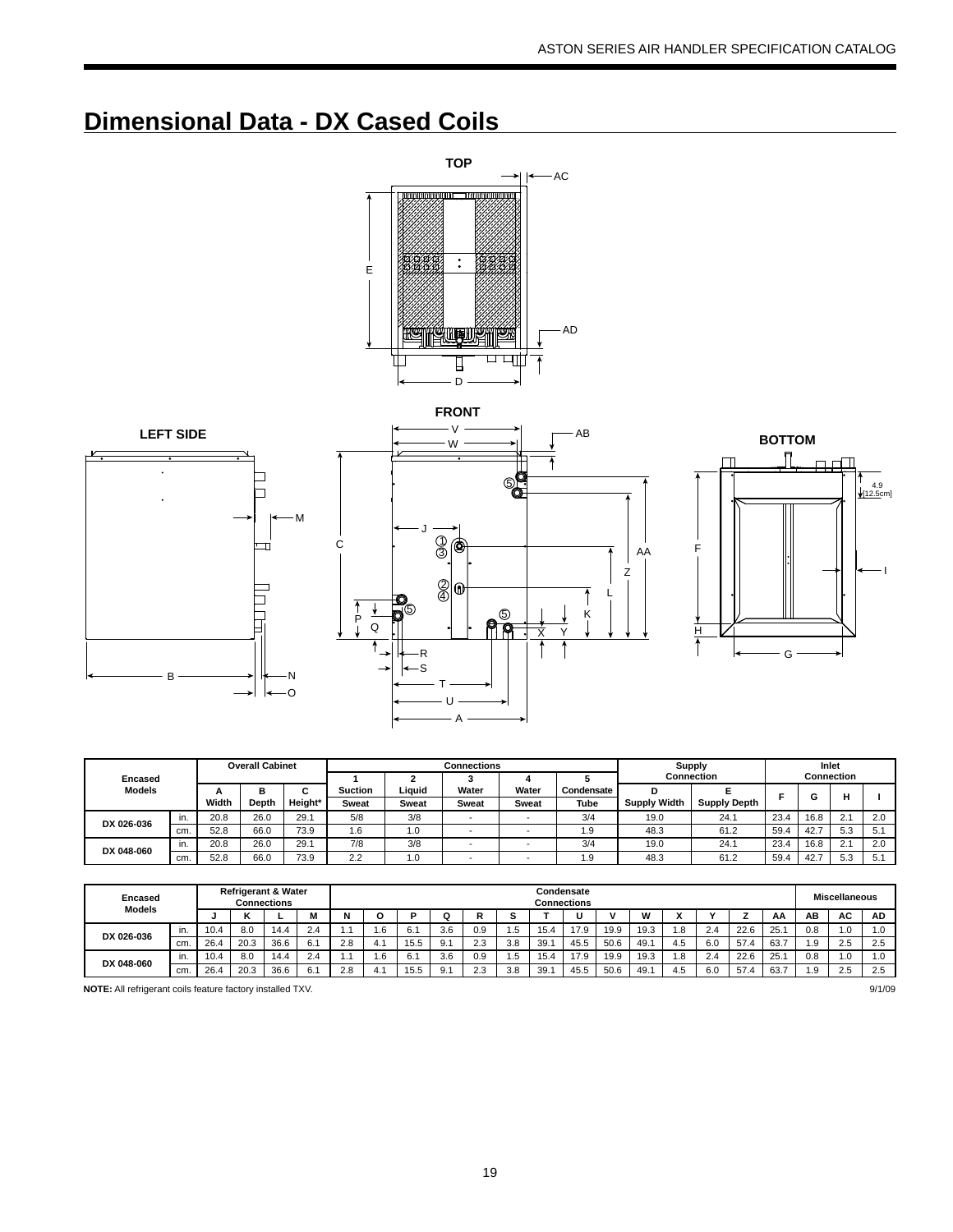# Dimensional Data - DX Cased Coils

| Encased Models | | Overall Cabinet | | | Connections | | | | | Supply Connection | | Inlet Connection | | | |
|---|---|---|---|---|---|---|---|---|---|---|---|---|---|---|---|
| | | A | B | C | 1 | 2 | 3 | 4 | 5 | D | E | F | G | H | I |
| | | Width | Depth | Height* | Suction Sweat | Liquid Sweat | Water Sweat | Water Sweat | Condensate Tube | Supply Width | Supply Depth | | | | |
| DX 026-036 | in. | 20.8 | 26.0 | 29.1 | 5/8 | 3/8 | - | - | 3/4 | 19.0 | 24.1 | 23.4 | 16.8 | 2.1 | 2.0 |
| | cm. | 52.8 | 66.0 | 73.9 | 1.6 | 1.0 | - | - | 1.9 | 48.3 | 61.2 | 59.4 | 42.7 | 5.3 | 5.1 |
| DX 048-060 | in. | 20.8 | 26.0 | 29.1 | 7/8 | 3/8 | - | - | 3/4 | 19.0 | 24.1 | 23.4 | 16.8 | 2.1 | 2.0 |
| | cm. | 52.8 | 66.0 | 73.9 | 2.2 | 1.0 | - | - | 1.9 | 48.3 | 61.2 | 59.4 | 42.7 | 5.3 | 5.1 |

| Encased Models | | Refrigerant & Water Connections | | | | Condensate Connections | | | | | | | | | | | | | | Miscellaneous | | |
|---|---|---|---|---|---|---|---|---|---|---|---|---|---|---|---|---|---|---|---|---|---|---|
| | | J | K | L | M | N | O | P | Q | R | S | T | U | V | W | X | Y | Z | AA | AB | AC | AD |
| DX 026-036 | in. | 10.4 | 8.0 | 14.4 | 2.4 | 1.1 | 1.6 | 6.1 | 3.6 | 0.9 | 1.5 | 15.4 | 17.9 | 19.9 | 19.3 | 1.8 | 2.4 | 22.6 | 25.1 | 0.8 | 1.0 | 1.0 |
| | cm. | 26.4 | 20.3 | 36.6 | 6.1 | 2.8 | 4.1 | 15.5 | 9.1 | 2.3 | 3.8 | 39.1 | 45.5 | 50.6 | 49.1 | 4.5 | 6.0 | 57.4 | 63.7 | 1.9 | 2.5 | 2.5 |
| DX 048-060 | in. | 10.4 | 8.0 | 14.4 | 2.4 | 1.1 | 1.6 | 6.1 | 3.6 | 0.9 | 1.5 | 15.4 | 17.9 | 19.9 | 19.3 | 1.8 | 2.4 | 22.6 | 25.1 | 0.8 | 1.0 | 1.0 |
| | cm. | 26.4 | 20.3 | 36.6 | 6.1 | 2.8 | 4.1 | 15.5 | 9.1 | 2.3 | 3.8 | 39.1 | 45.5 | 50.6 | 49.1 | 4.5 | 6.0 | 57.4 | 63.7 | 1.9 | 2.5 | 2.5 |

**NOTE:** All refrigerant coils feature factory installed TXV.

9/1/09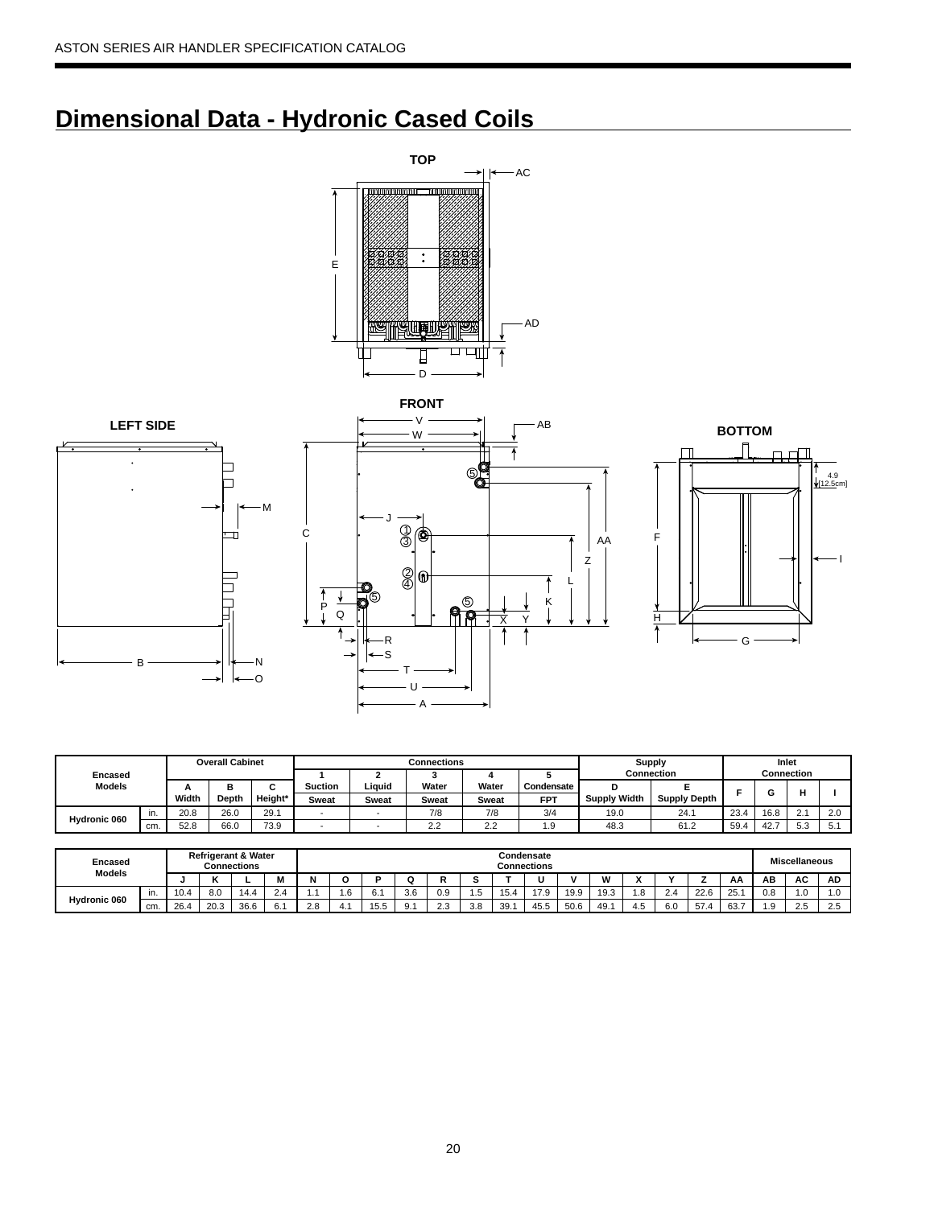## Dimensional Data - Hydronic Cased Coils

TOP

FRONT

LEFT SIDE

BOTTOM

| Encased Models | | Overall Cabinet | | | Connections | | | | | Supply Connection | | Inlet Connection | | | |
|---|---|---|---|---|---|---|---|---|---|---|---|---|---|---|---|
| | | A | B | C | 1 | 2 | 3 | 4 | 5 | D | E | F | G | H | I |
| | | Width | Depth | Height* | Suction | Liquid | Water | Water | Condensate | Supply Width | Supply Depth | | | | |
| | | | | | Sweat | Sweat | Sweat | Sweat | FPT | | | | | | |
| Hydronic 060 | in. | 20.8 | 26.0 | 29.1 | - | - | 7/8 | 7/8 | 3/4 | 19.0 | 24.1 | 23.4 | 16.8 | 2.1 | 2.0 |
| | cm. | 52.8 | 66.0 | 73.9 | - | - | 2.2 | 2.2 | 1.9 | 48.3 | 61.2 | 59.4 | 42.7 | 5.3 | 5.1 |

| Encased Models | | Refrigerant & Water Connections | | | | Condensate Connections | | | | | | | | | | | | | | Miscellaneous | | |
|---|---|---|---|---|---|---|---|---|---|---|---|---|---|---|---|---|---|---|---|---|---|---|
| | | J | K | L | M | N | O | P | Q | R | S | T | U | V | W | X | Y | Z | AA | AB | AC | AD |
| Hydronic 060 | in. | 10.4 | 8.0 | 14.4 | 2.4 | 1.1 | 1.6 | 6.1 | 3.6 | 0.9 | 1.5 | 15.4 | 17.9 | 19.9 | 19.3 | 1.8 | 2.4 | 22.6 | 25.1 | 0.8 | 1.0 | 1.0 |
| | cm. | 26.4 | 20.3 | 36.6 | 6.1 | 2.8 | 4.1 | 15.5 | 9.1 | 2.3 | 3.8 | 39.1 | 45.5 | 50.6 | 49.1 | 4.5 | 6.0 | 57.4 | 63.7 | 1.9 | 2.5 | 2.5 |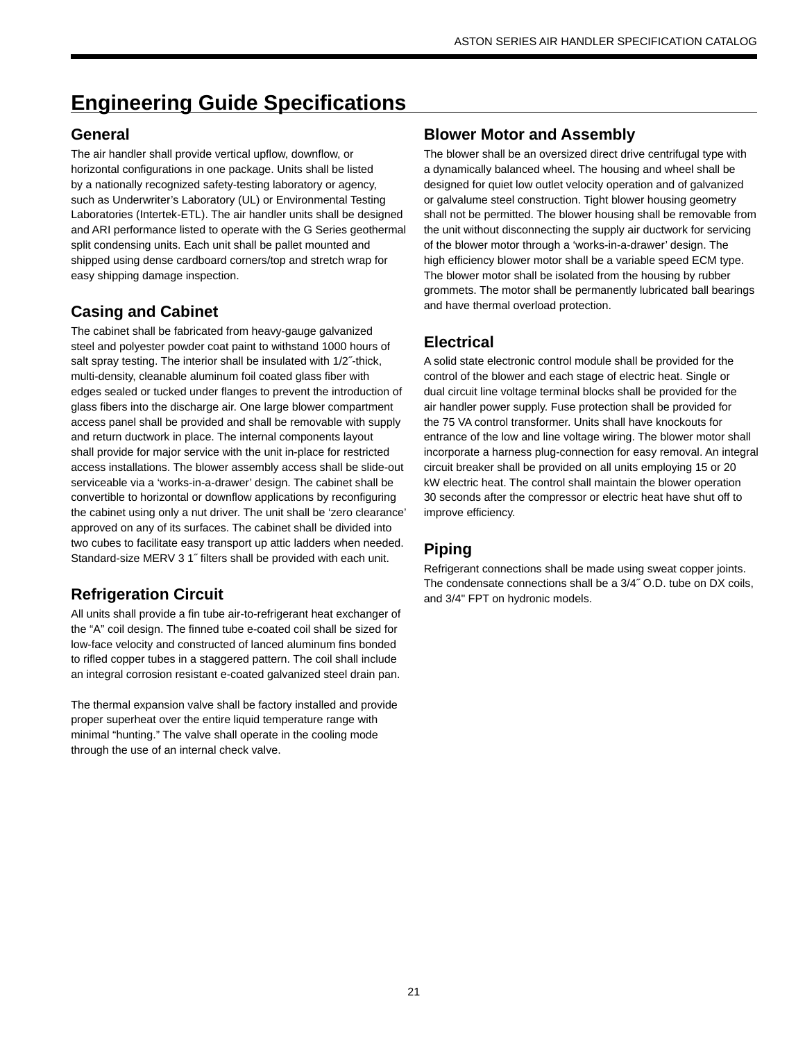# Engineering Guide Specifications

## General

The air handler shall provide vertical upflow, downflow, or horizontal configurations in one package. Units shall be listed by a nationally recognized safety-testing laboratory or agency, such as Underwriter's Laboratory (UL) or Environmental Testing Laboratories (Intertek-ETL). The air handler units shall be designed and ARI performance listed to operate with the G Series geothermal split condensing units. Each unit shall be pallet mounted and shipped using dense cardboard corners/top and stretch wrap for easy shipping damage inspection.

## Casing and Cabinet

The cabinet shall be fabricated from heavy-gauge galvanized steel and polyester powder coat paint to withstand 1000 hours of salt spray testing. The interior shall be insulated with 1/2˝-thick, multi-density, cleanable aluminum foil coated glass fiber with edges sealed or tucked under flanges to prevent the introduction of glass fibers into the discharge air. One large blower compartment access panel shall be provided and shall be removable with supply and return ductwork in place. The internal components layout shall provide for major service with the unit in-place for restricted access installations. The blower assembly access shall be slide-out serviceable via a 'works-in-a-drawer' design. The cabinet shall be convertible to horizontal or downflow applications by reconfiguring the cabinet using only a nut driver. The unit shall be 'zero clearance' approved on any of its surfaces. The cabinet shall be divided into two cubes to facilitate easy transport up attic ladders when needed. Standard-size MERV 3 1˝ filters shall be provided with each unit.

## Refrigeration Circuit

All units shall provide a fin tube air-to-refrigerant heat exchanger of the "A" coil design. The finned tube e-coated coil shall be sized for low-face velocity and constructed of lanced aluminum fins bonded to rifled copper tubes in a staggered pattern. The coil shall include an integral corrosion resistant e-coated galvanized steel drain pan.

The thermal expansion valve shall be factory installed and provide proper superheat over the entire liquid temperature range with minimal "hunting." The valve shall operate in the cooling mode through the use of an internal check valve.

## Blower Motor and Assembly

The blower shall be an oversized direct drive centrifugal type with a dynamically balanced wheel. The housing and wheel shall be designed for quiet low outlet velocity operation and of galvanized or galvalume steel construction. Tight blower housing geometry shall not be permitted. The blower housing shall be removable from the unit without disconnecting the supply air ductwork for servicing of the blower motor through a 'works-in-a-drawer' design. The high efficiency blower motor shall be a variable speed ECM type. The blower motor shall be isolated from the housing by rubber grommets. The motor shall be permanently lubricated ball bearings and have thermal overload protection.

## Electrical

A solid state electronic control module shall be provided for the control of the blower and each stage of electric heat. Single or dual circuit line voltage terminal blocks shall be provided for the air handler power supply. Fuse protection shall be provided for the 75 VA control transformer. Units shall have knockouts for entrance of the low and line voltage wiring. The blower motor shall incorporate a harness plug-connection for easy removal. An integral circuit breaker shall be provided on all units employing 15 or 20 kW electric heat. The control shall maintain the blower operation 30 seconds after the compressor or electric heat have shut off to improve efficiency.

## Piping

Refrigerant connections shall be made using sweat copper joints. The condensate connections shall be a 3/4˝ O.D. tube on DX coils, and 3/4" FPT on hydronic models.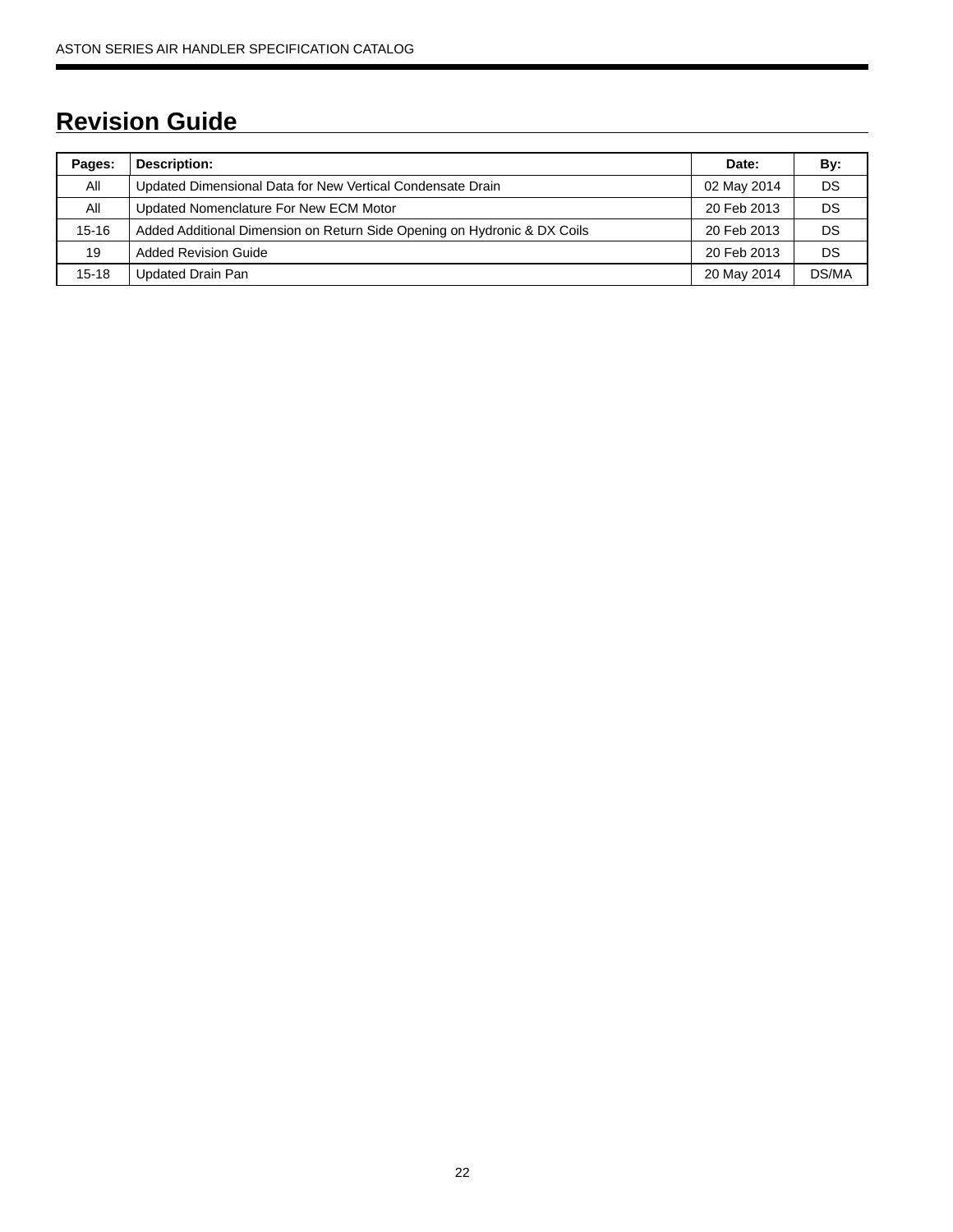# Revision Guide

| Pages: | Description: | Date: | By: |
|---|---|---|---|
| All | Updated Dimensional Data for New Vertical Condensate Drain | 02 May 2014 | DS |
| All | Updated Nomenclature For New ECM Motor | 20 Feb 2013 | DS |
| 15-16 | Added Additional Dimension on Return Side Opening on Hydronic & DX Coils | 20 Feb 2013 | DS |
| 19 | Added Revision Guide | 20 Feb 2013 | DS |
| 15-18 | Updated Drain Pan | 20 May 2014 | DS/MA |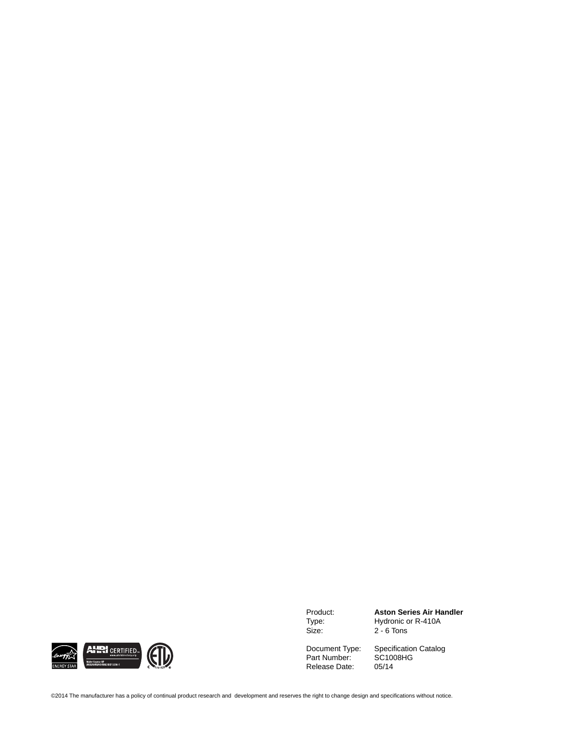| | |
|---|---|
| Product: | **Aston Series Air Handler** |
| Type: | Hydronic or R-410A |
| Size: | 2 - 6 Tons |
| Document Type: | Specification Catalog |
| Part Number: | SC1008HG |
| Release Date: | 05/14 |

©2014 The manufacturer has a policy of continual product research and development and reserves the right to change design and specifications without notice.